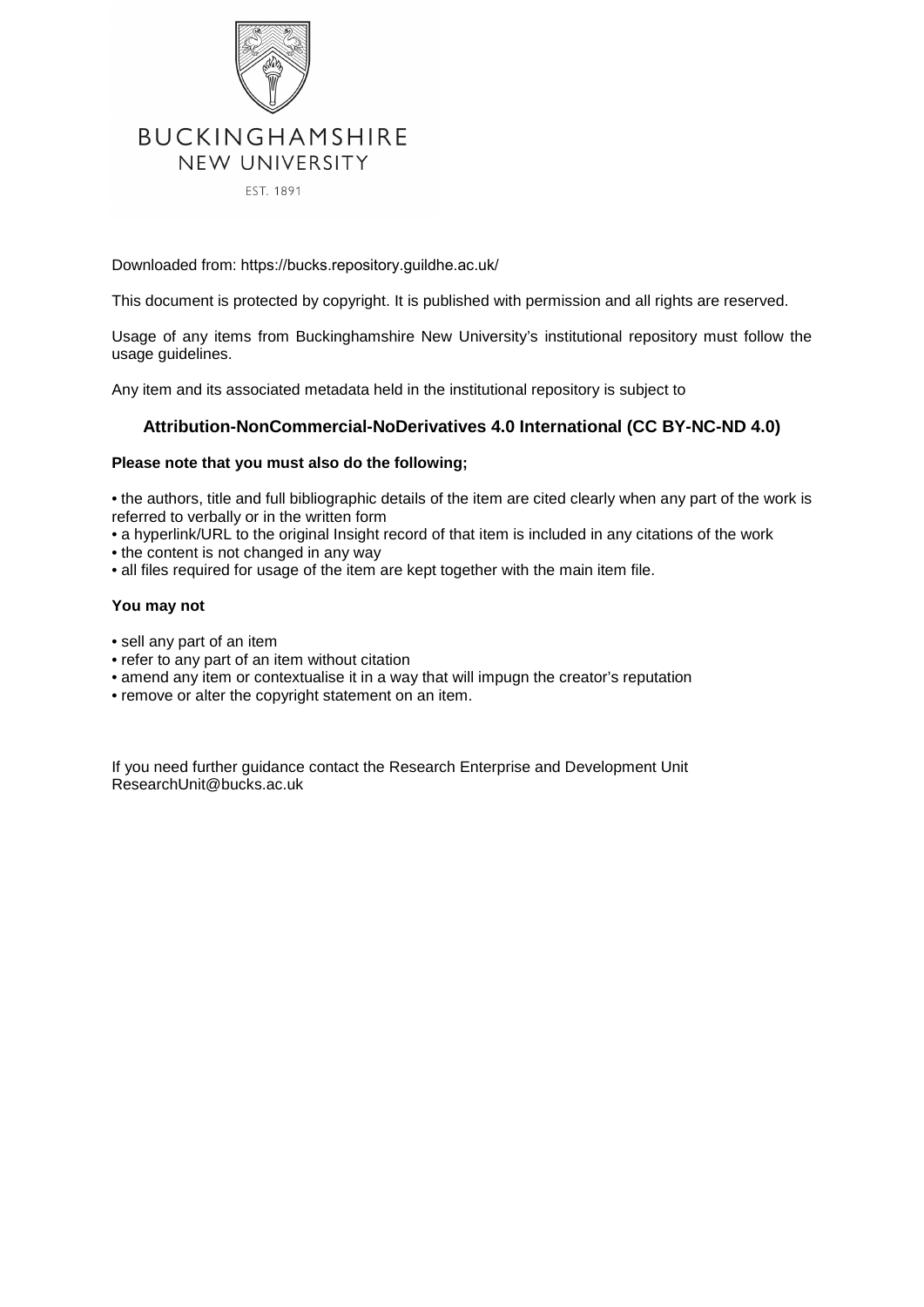BUCKINGHAMSHIRE
NEW UNIVERSITY
EST. 1891

Downloaded from: https://bucks.repository.guildhe.ac.uk/

This document is protected by copyright. It is published with permission and all rights are reserved.

Usage of any items from Buckinghamshire New University's institutional repository must follow the usage guidelines.

Any item and its associated metadata held in the institutional repository is subject to

### Attribution-NonCommercial-NoDerivatives 4.0 International (CC BY-NC-ND 4.0)

**Please note that you must also do the following;**

• the authors, title and full bibliographic details of the item are cited clearly when any part of the work is referred to verbally or in the written form
• a hyperlink/URL to the original Insight record of that item is included in any citations of the work
• the content is not changed in any way
• all files required for usage of the item are kept together with the main item file.

**You may not**

• sell any part of an item
• refer to any part of an item without citation
• amend any item or contextualise it in a way that will impugn the creator's reputation
• remove or alter the copyright statement on an item.

If you need further guidance contact the Research Enterprise and Development Unit
ResearchUnit@bucks.ac.uk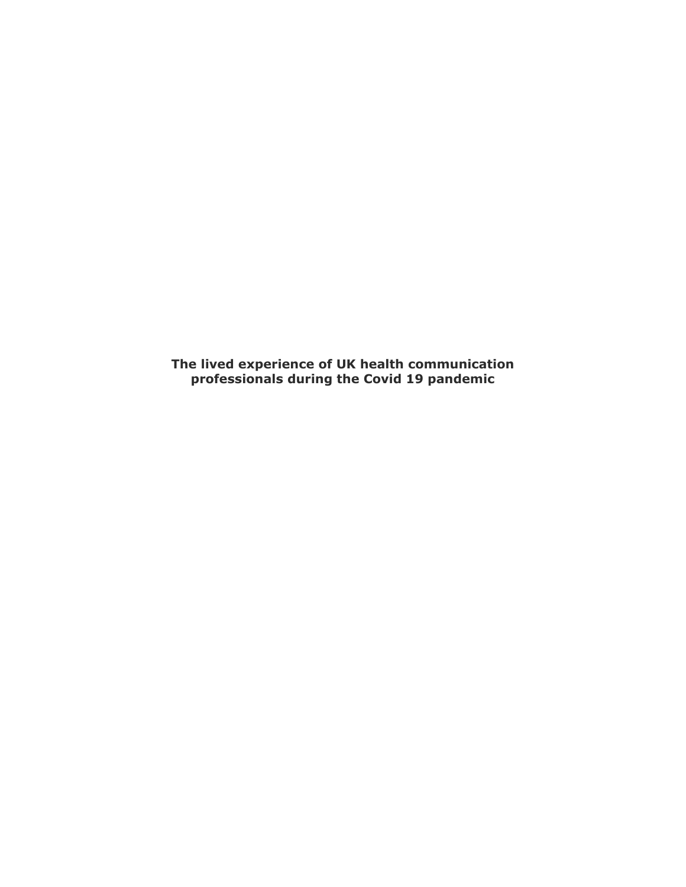**The lived experience of UK health communication professionals during the Covid 19 pandemic**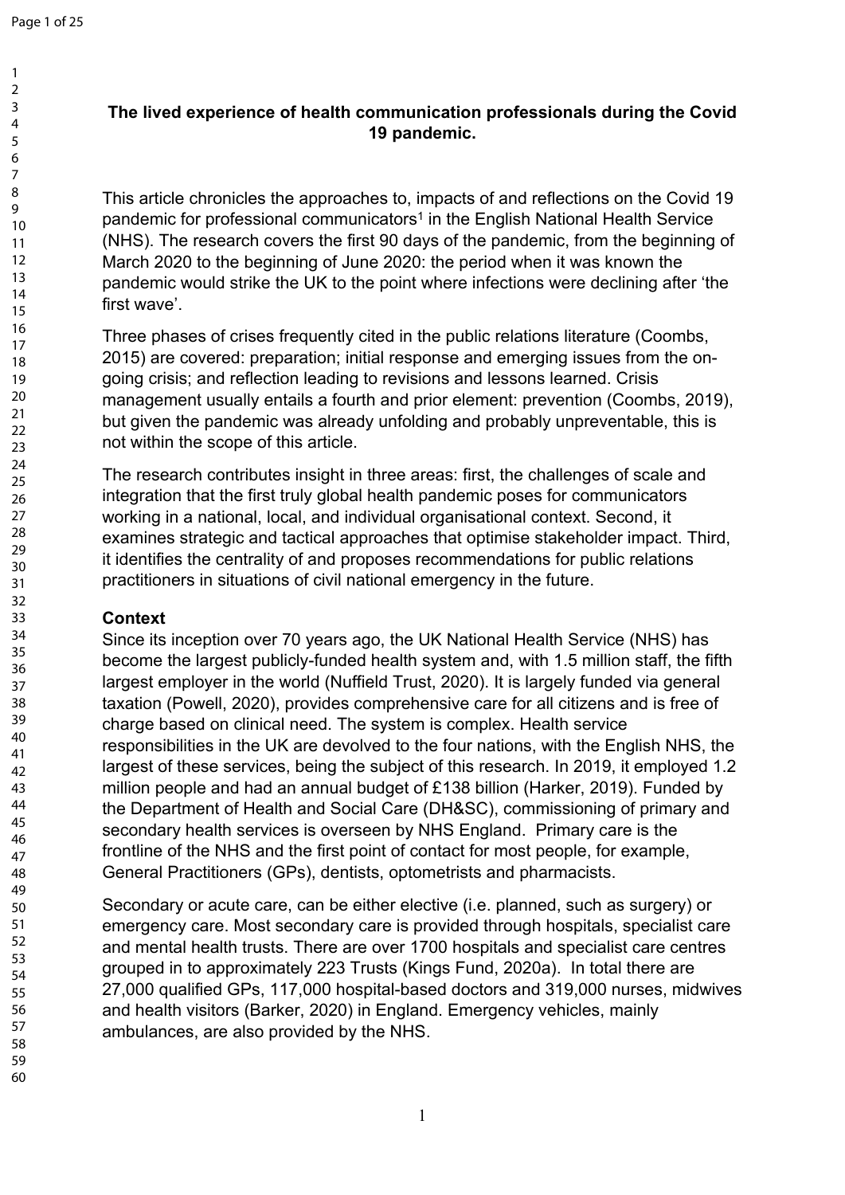**The lived experience of health communication professionals during the Covid 19 pandemic.**

This article chronicles the approaches to, impacts of and reflections on the Covid 19 pandemic for professional communicators[1] in the English National Health Service (NHS). The research covers the first 90 days of the pandemic, from the beginning of March 2020 to the beginning of June 2020: the period when it was known the pandemic would strike the UK to the point where infections were declining after 'the first wave'.

Three phases of crises frequently cited in the public relations literature (Coombs, 2015) are covered: preparation; initial response and emerging issues from the on-going crisis; and reflection leading to revisions and lessons learned. Crisis management usually entails a fourth and prior element: prevention (Coombs, 2019), but given the pandemic was already unfolding and probably unpreventable, this is not within the scope of this article.

The research contributes insight in three areas: first, the challenges of scale and integration that the first truly global health pandemic poses for communicators working in a national, local, and individual organisational context. Second, it examines strategic and tactical approaches that optimise stakeholder impact. Third, it identifies the centrality of and proposes recommendations for public relations practitioners in situations of civil national emergency in the future.

## Context

Since its inception over 70 years ago, the UK National Health Service (NHS) has become the largest publicly-funded health system and, with 1.5 million staff, the fifth largest employer in the world (Nuffield Trust, 2020). It is largely funded via general taxation (Powell, 2020), provides comprehensive care for all citizens and is free of charge based on clinical need. The system is complex. Health service responsibilities in the UK are devolved to the four nations, with the English NHS, the largest of these services, being the subject of this research. In 2019, it employed 1.2 million people and had an annual budget of £138 billion (Harker, 2019). Funded by the Department of Health and Social Care (DH&SC), commissioning of primary and secondary health services is overseen by NHS England. Primary care is the frontline of the NHS and the first point of contact for most people, for example, General Practitioners (GPs), dentists, optometrists and pharmacists.

Secondary or acute care, can be either elective (i.e. planned, such as surgery) or emergency care. Most secondary care is provided through hospitals, specialist care and mental health trusts. There are over 1700 hospitals and specialist care centres grouped in to approximately 223 Trusts (Kings Fund, 2020a). In total there are 27,000 qualified GPs, 117,000 hospital-based doctors and 319,000 nurses, midwives and health visitors (Barker, 2020) in England. Emergency vehicles, mainly ambulances, are also provided by the NHS.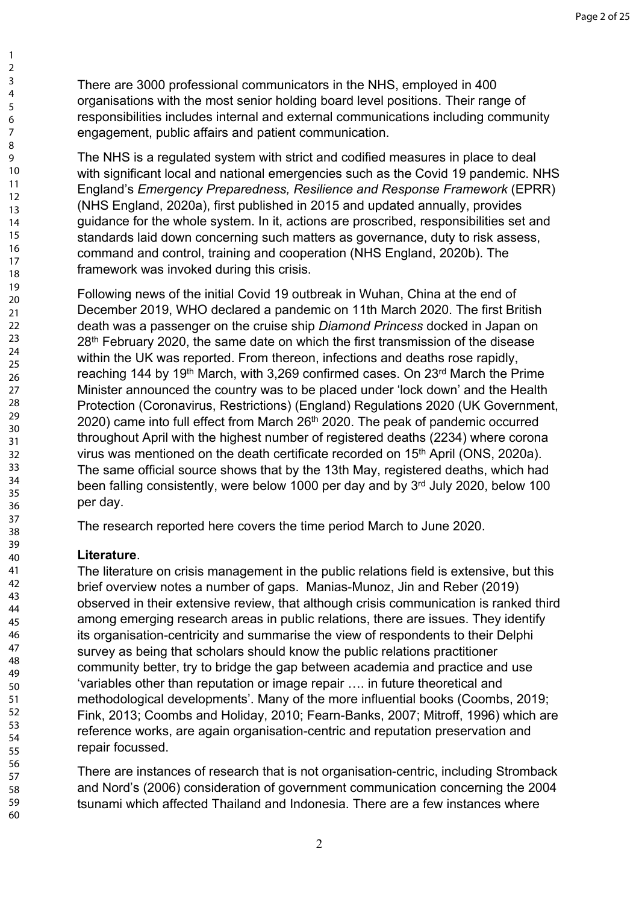There are 3000 professional communicators in the NHS, employed in 400 organisations with the most senior holding board level positions. Their range of responsibilities includes internal and external communications including community engagement, public affairs and patient communication.

The NHS is a regulated system with strict and codified measures in place to deal with significant local and national emergencies such as the Covid 19 pandemic. NHS England's *Emergency Preparedness, Resilience and Response Framework* (EPRR) (NHS England, 2020a), first published in 2015 and updated annually, provides guidance for the whole system. In it, actions are proscribed, responsibilities set and standards laid down concerning such matters as governance, duty to risk assess, command and control, training and cooperation (NHS England, 2020b). The framework was invoked during this crisis.

Following news of the initial Covid 19 outbreak in Wuhan, China at the end of December 2019, WHO declared a pandemic on 11th March 2020. The first British death was a passenger on the cruise ship *Diamond Princess* docked in Japan on 28th February 2020, the same date on which the first transmission of the disease within the UK was reported. From thereon, infections and deaths rose rapidly, reaching 144 by 19th March, with 3,269 confirmed cases. On 23rd March the Prime Minister announced the country was to be placed under 'lock down' and the Health Protection (Coronavirus, Restrictions) (England) Regulations 2020 (UK Government, 2020) came into full effect from March 26th 2020. The peak of pandemic occurred throughout April with the highest number of registered deaths (2234) where corona virus was mentioned on the death certificate recorded on 15th April (ONS, 2020a). The same official source shows that by the 13th May, registered deaths, which had been falling consistently, were below 1000 per day and by 3rd July 2020, below 100 per day.

The research reported here covers the time period March to June 2020.

**Literature**.

The literature on crisis management in the public relations field is extensive, but this brief overview notes a number of gaps. Manias-Munoz, Jin and Reber (2019) observed in their extensive review, that although crisis communication is ranked third among emerging research areas in public relations, there are issues. They identify its organisation-centricity and summarise the view of respondents to their Delphi survey as being that scholars should know the public relations practitioner community better, try to bridge the gap between academia and practice and use 'variables other than reputation or image repair …. in future theoretical and methodological developments'. Many of the more influential books (Coombs, 2019; Fink, 2013; Coombs and Holiday, 2010; Fearn-Banks, 2007; Mitroff, 1996) which are reference works, are again organisation-centric and reputation preservation and repair focussed.

There are instances of research that is not organisation-centric, including Stromback and Nord's (2006) consideration of government communication concerning the 2004 tsunami which affected Thailand and Indonesia. There are a few instances where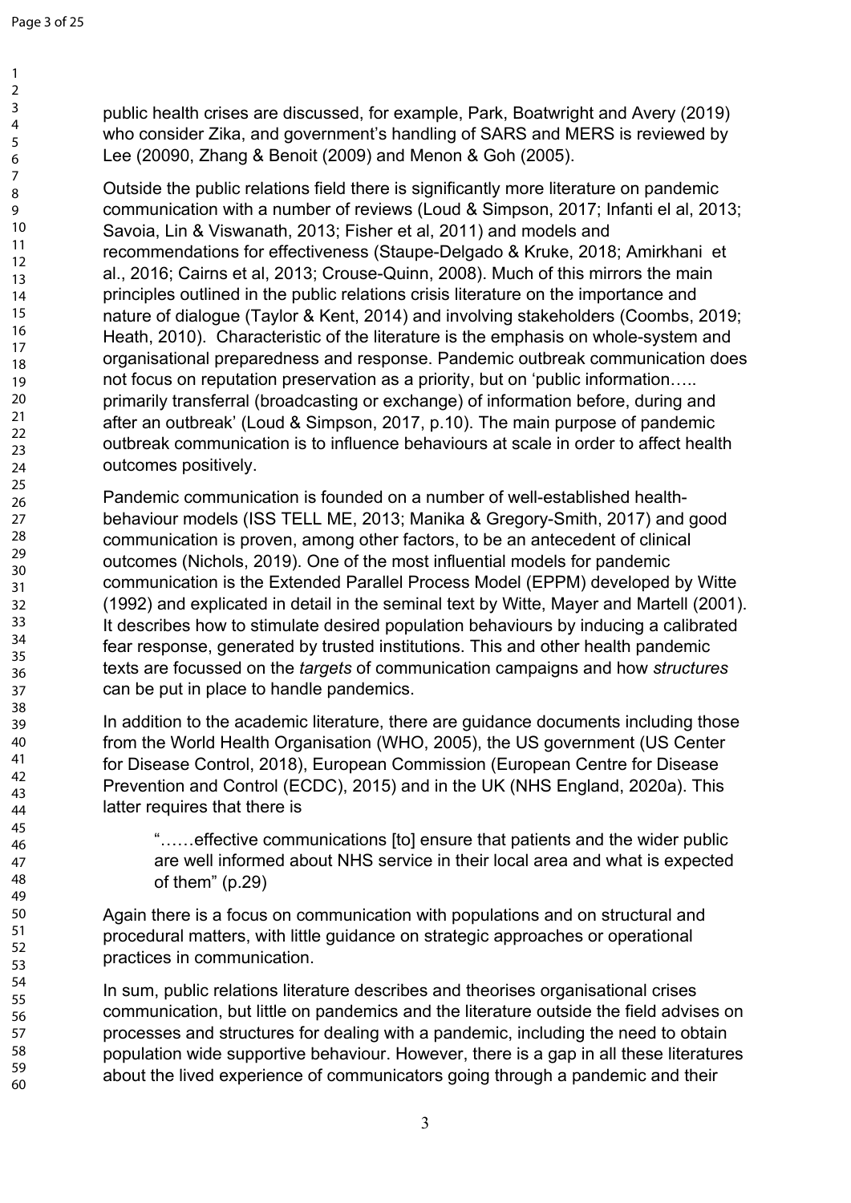public health crises are discussed, for example, Park, Boatwright and Avery (2019) who consider Zika, and government's handling of SARS and MERS is reviewed by Lee (20090, Zhang & Benoit (2009) and Menon & Goh (2005).

Outside the public relations field there is significantly more literature on pandemic communication with a number of reviews (Loud & Simpson, 2017; Infanti el al, 2013; Savoia, Lin & Viswanath, 2013; Fisher et al, 2011) and models and recommendations for effectiveness (Staupe-Delgado & Kruke, 2018; Amirkhani et al., 2016; Cairns et al, 2013; Crouse-Quinn, 2008). Much of this mirrors the main principles outlined in the public relations crisis literature on the importance and nature of dialogue (Taylor & Kent, 2014) and involving stakeholders (Coombs, 2019; Heath, 2010). Characteristic of the literature is the emphasis on whole-system and organisational preparedness and response. Pandemic outbreak communication does not focus on reputation preservation as a priority, but on 'public information….. primarily transferral (broadcasting or exchange) of information before, during and after an outbreak' (Loud & Simpson, 2017, p.10). The main purpose of pandemic outbreak communication is to influence behaviours at scale in order to affect health outcomes positively.

Pandemic communication is founded on a number of well-established health-behaviour models (ISS TELL ME, 2013; Manika & Gregory-Smith, 2017) and good communication is proven, among other factors, to be an antecedent of clinical outcomes (Nichols, 2019). One of the most influential models for pandemic communication is the Extended Parallel Process Model (EPPM) developed by Witte (1992) and explicated in detail in the seminal text by Witte, Mayer and Martell (2001). It describes how to stimulate desired population behaviours by inducing a calibrated fear response, generated by trusted institutions. This and other health pandemic texts are focussed on the *targets* of communication campaigns and how *structures* can be put in place to handle pandemics.

In addition to the academic literature, there are guidance documents including those from the World Health Organisation (WHO, 2005), the US government (US Center for Disease Control, 2018), European Commission (European Centre for Disease Prevention and Control (ECDC), 2015) and in the UK (NHS England, 2020a). This latter requires that there is

> "……effective communications [to] ensure that patients and the wider public are well informed about NHS service in their local area and what is expected of them" (p.29)

Again there is a focus on communication with populations and on structural and procedural matters, with little guidance on strategic approaches or operational practices in communication.

In sum, public relations literature describes and theorises organisational crises communication, but little on pandemics and the literature outside the field advises on processes and structures for dealing with a pandemic, including the need to obtain population wide supportive behaviour. However, there is a gap in all these literatures about the lived experience of communicators going through a pandemic and their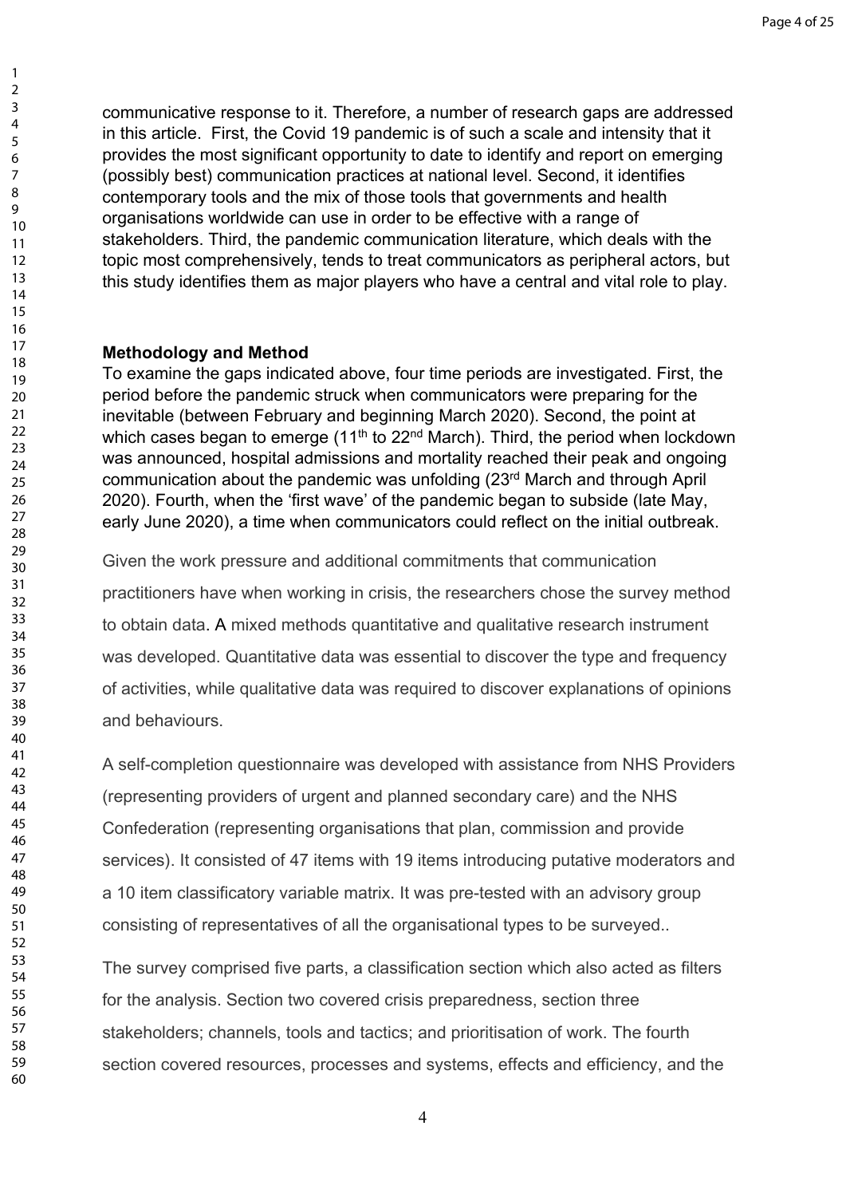communicative response to it. Therefore, a number of research gaps are addressed in this article. First, the Covid 19 pandemic is of such a scale and intensity that it provides the most significant opportunity to date to identify and report on emerging (possibly best) communication practices at national level. Second, it identifies contemporary tools and the mix of those tools that governments and health organisations worldwide can use in order to be effective with a range of stakeholders. Third, the pandemic communication literature, which deals with the topic most comprehensively, tends to treat communicators as peripheral actors, but this study identifies them as major players who have a central and vital role to play.

**Methodology and Method**

To examine the gaps indicated above, four time periods are investigated. First, the period before the pandemic struck when communicators were preparing for the inevitable (between February and beginning March 2020). Second, the point at which cases began to emerge (11th to 22nd March). Third, the period when lockdown was announced, hospital admissions and mortality reached their peak and ongoing communication about the pandemic was unfolding (23rd March and through April 2020). Fourth, when the 'first wave' of the pandemic began to subside (late May, early June 2020), a time when communicators could reflect on the initial outbreak.

Given the work pressure and additional commitments that communication practitioners have when working in crisis, the researchers chose the survey method to obtain data. A mixed methods quantitative and qualitative research instrument was developed. Quantitative data was essential to discover the type and frequency of activities, while qualitative data was required to discover explanations of opinions and behaviours.

A self-completion questionnaire was developed with assistance from NHS Providers (representing providers of urgent and planned secondary care) and the NHS Confederation (representing organisations that plan, commission and provide services). It consisted of 47 items with 19 items introducing putative moderators and a 10 item classificatory variable matrix. It was pre-tested with an advisory group consisting of representatives of all the organisational types to be surveyed..

The survey comprised five parts, a classification section which also acted as filters for the analysis. Section two covered crisis preparedness, section three stakeholders; channels, tools and tactics; and prioritisation of work. The fourth section covered resources, processes and systems, effects and efficiency, and the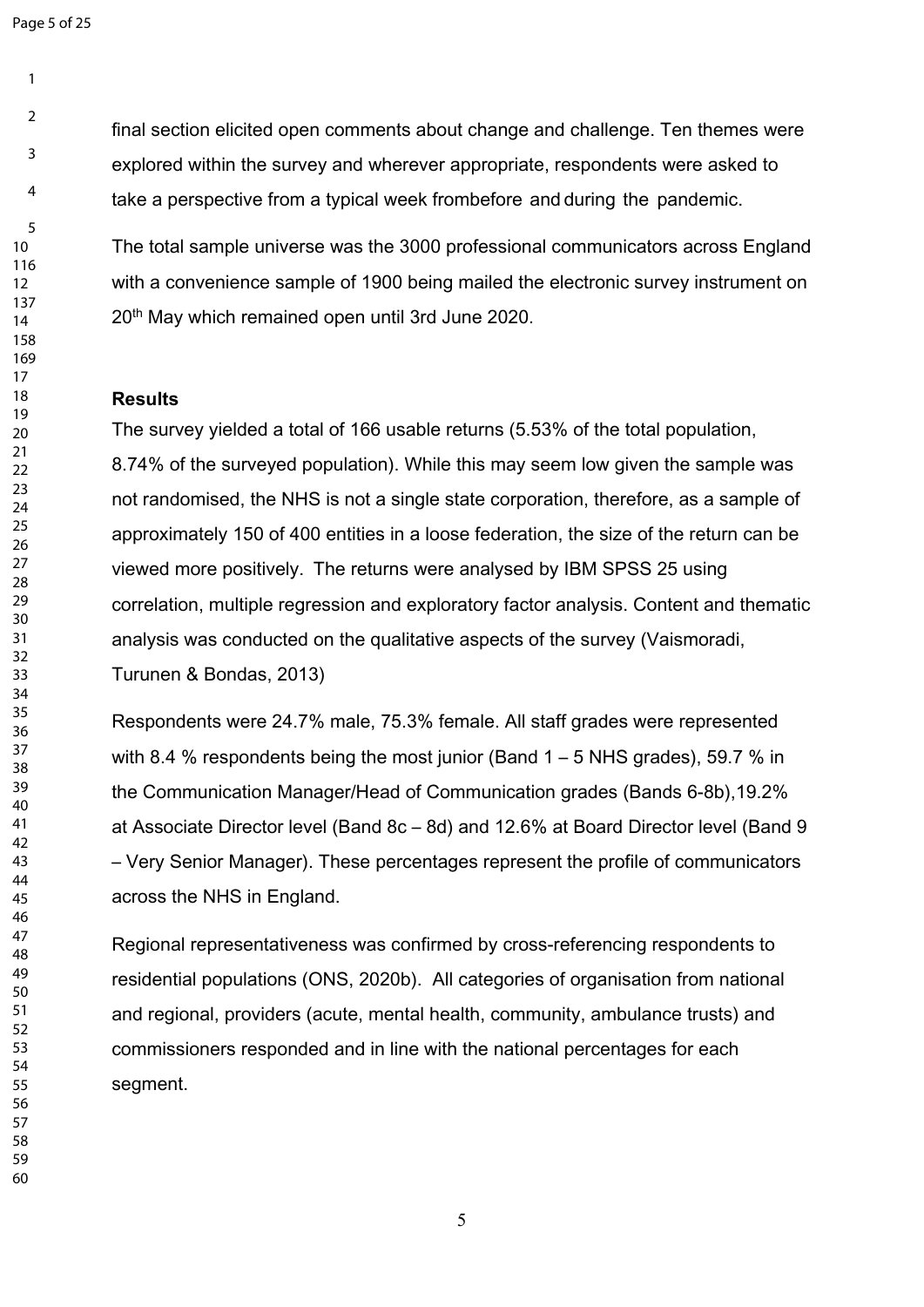final section elicited open comments about change and challenge. Ten themes were explored within the survey and wherever appropriate, respondents were asked to take a perspective from a typical week frombefore and during the pandemic.

The total sample universe was the 3000 professional communicators across England with a convenience sample of 1900 being mailed the electronic survey instrument on 20th May which remained open until 3rd June 2020.

## Results

The survey yielded a total of 166 usable returns (5.53% of the total population, 8.74% of the surveyed population). While this may seem low given the sample was not randomised, the NHS is not a single state corporation, therefore, as a sample of approximately 150 of 400 entities in a loose federation, the size of the return can be viewed more positively. The returns were analysed by IBM SPSS 25 using correlation, multiple regression and exploratory factor analysis. Content and thematic analysis was conducted on the qualitative aspects of the survey (Vaismoradi, Turunen & Bondas, 2013)

Respondents were 24.7% male, 75.3% female. All staff grades were represented with 8.4 % respondents being the most junior (Band 1 – 5 NHS grades), 59.7 % in the Communication Manager/Head of Communication grades (Bands 6-8b),19.2% at Associate Director level (Band 8c – 8d) and 12.6% at Board Director level (Band 9 – Very Senior Manager). These percentages represent the profile of communicators across the NHS in England.

Regional representativeness was confirmed by cross-referencing respondents to residential populations (ONS, 2020b). All categories of organisation from national and regional, providers (acute, mental health, community, ambulance trusts) and commissioners responded and in line with the national percentages for each segment.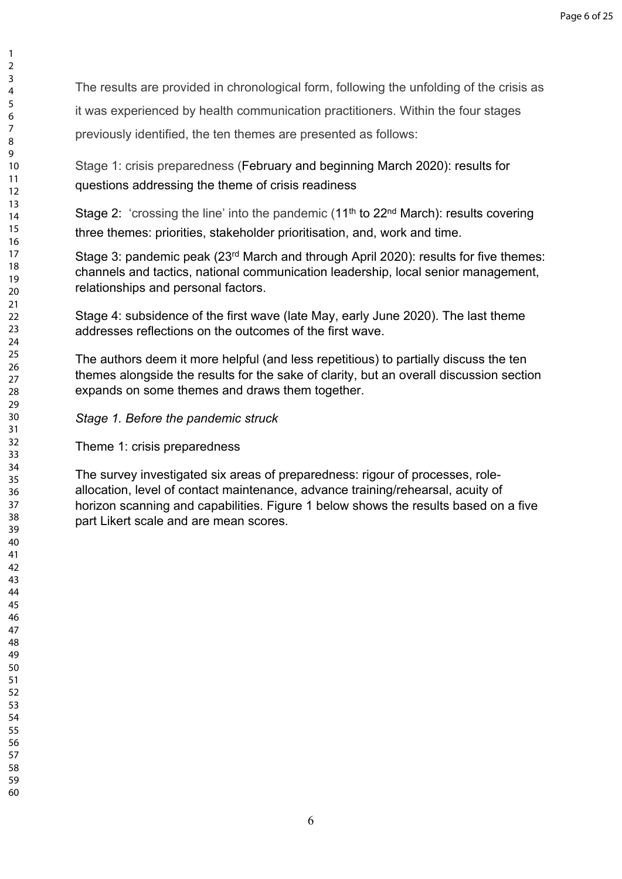The results are provided in chronological form, following the unfolding of the crisis as it was experienced by health communication practitioners. Within the four stages previously identified, the ten themes are presented as follows:

Stage 1: crisis preparedness (February and beginning March 2020): results for questions addressing the theme of crisis readiness

Stage 2: 'crossing the line' into the pandemic (11th to 22nd March): results covering three themes: priorities, stakeholder prioritisation, and, work and time.

Stage 3: pandemic peak (23rd March and through April 2020): results for five themes: channels and tactics, national communication leadership, local senior management, relationships and personal factors.

Stage 4: subsidence of the first wave (late May, early June 2020). The last theme addresses reflections on the outcomes of the first wave.

The authors deem it more helpful (and less repetitious) to partially discuss the ten themes alongside the results for the sake of clarity, but an overall discussion section expands on some themes and draws them together.

*Stage 1. Before the pandemic struck*

Theme 1: crisis preparedness

The survey investigated six areas of preparedness: rigour of processes, role-allocation, level of contact maintenance, advance training/rehearsal, acuity of horizon scanning and capabilities. Figure 1 below shows the results based on a five part Likert scale and are mean scores.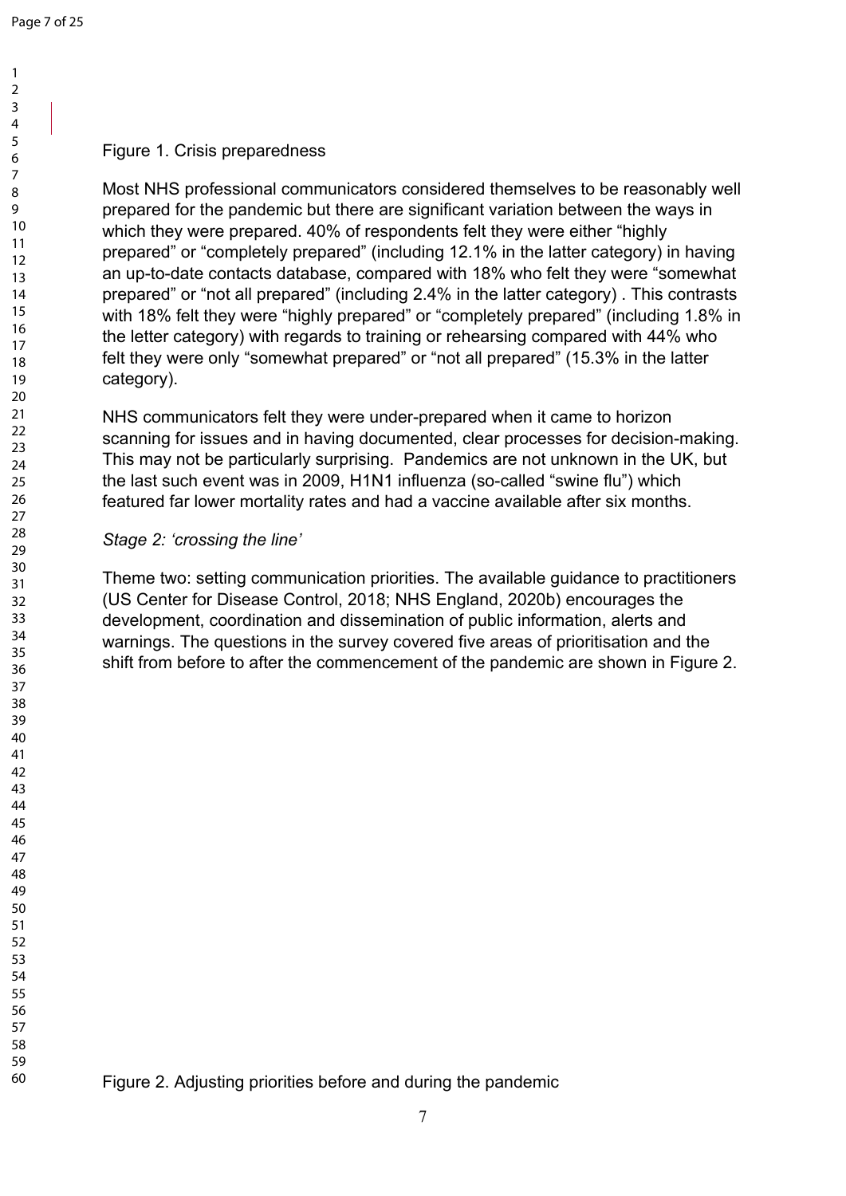Figure 1. Crisis preparedness

Most NHS professional communicators considered themselves to be reasonably well prepared for the pandemic but there are significant variation between the ways in which they were prepared. 40% of respondents felt they were either “highly prepared” or “completely prepared” (including 12.1% in the latter category) in having an up-to-date contacts database, compared with 18% who felt they were “somewhat prepared” or “not all prepared” (including 2.4% in the latter category) . This contrasts with 18% felt they were “highly prepared” or “completely prepared” (including 1.8% in the letter category) with regards to training or rehearsing compared with 44% who felt they were only “somewhat prepared” or “not all prepared” (15.3% in the latter category).

NHS communicators felt they were under-prepared when it came to horizon scanning for issues and in having documented, clear processes for decision-making. This may not be particularly surprising. Pandemics are not unknown in the UK, but the last such event was in 2009, H1N1 influenza (so-called “swine flu”) which featured far lower mortality rates and had a vaccine available after six months.

*Stage 2: ‘crossing the line’*

Theme two: setting communication priorities. The available guidance to practitioners (US Center for Disease Control, 2018; NHS England, 2020b) encourages the development, coordination and dissemination of public information, alerts and warnings. The questions in the survey covered five areas of prioritisation and the shift from before to after the commencement of the pandemic are shown in Figure 2.

Figure 2. Adjusting priorities before and during the pandemic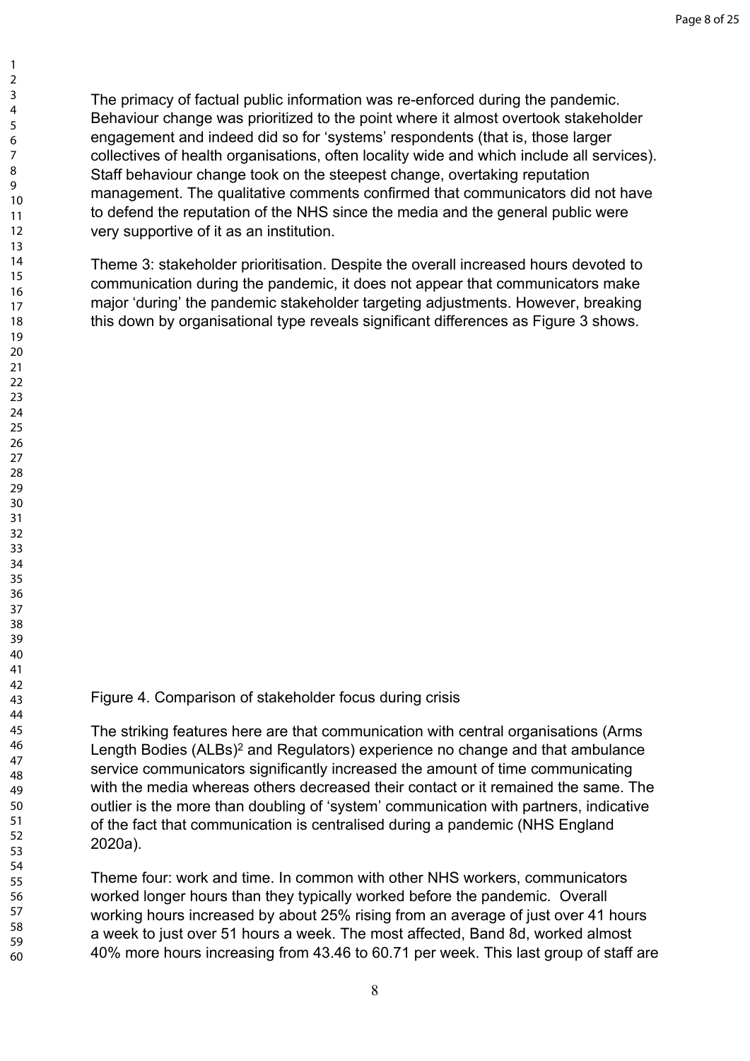The primacy of factual public information was re-enforced during the pandemic. Behaviour change was prioritized to the point where it almost overtook stakeholder engagement and indeed did so for 'systems' respondents (that is, those larger collectives of health organisations, often locality wide and which include all services). Staff behaviour change took on the steepest change, overtaking reputation management. The qualitative comments confirmed that communicators did not have to defend the reputation of the NHS since the media and the general public were very supportive of it as an institution.

Theme 3: stakeholder prioritisation. Despite the overall increased hours devoted to communication during the pandemic, it does not appear that communicators make major 'during' the pandemic stakeholder targeting adjustments. However, breaking this down by organisational type reveals significant differences as Figure 3 shows.

Figure 4. Comparison of stakeholder focus during crisis

The striking features here are that communication with central organisations (Arms Length Bodies (ALBs)[2] and Regulators) experience no change and that ambulance service communicators significantly increased the amount of time communicating with the media whereas others decreased their contact or it remained the same. The outlier is the more than doubling of 'system' communication with partners, indicative of the fact that communication is centralised during a pandemic (NHS England 2020a).

Theme four: work and time. In common with other NHS workers, communicators worked longer hours than they typically worked before the pandemic. Overall working hours increased by about 25% rising from an average of just over 41 hours a week to just over 51 hours a week. The most affected, Band 8d, worked almost 40% more hours increasing from 43.46 to 60.71 per week. This last group of staff are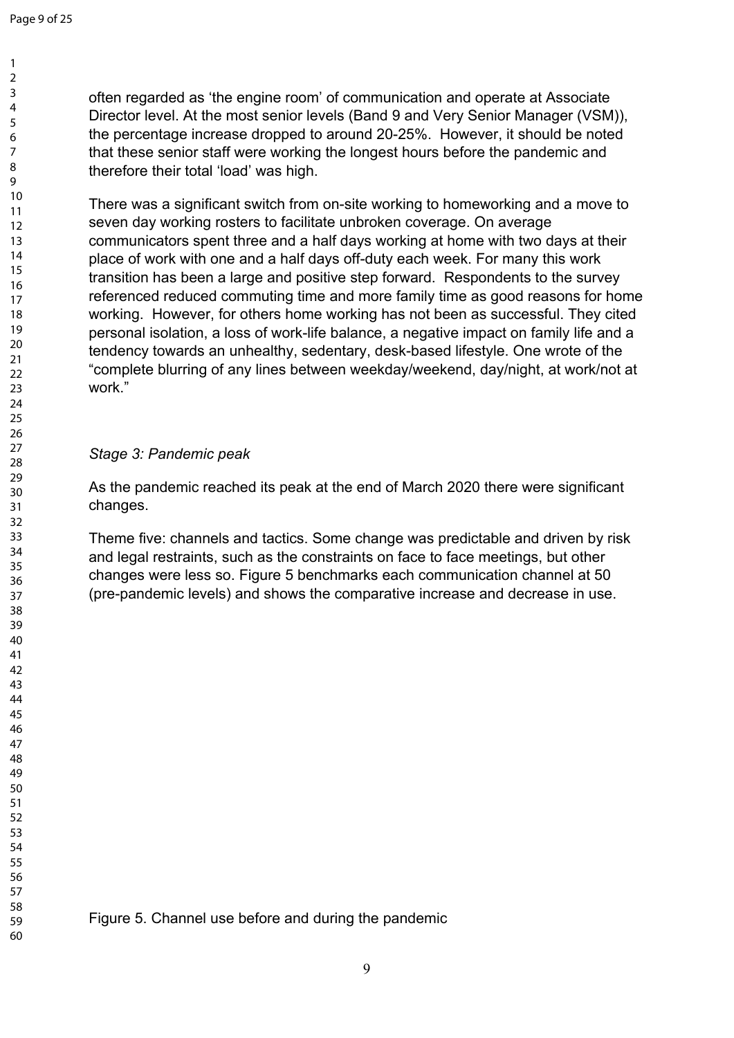often regarded as 'the engine room' of communication and operate at Associate Director level. At the most senior levels (Band 9 and Very Senior Manager (VSM)), the percentage increase dropped to around 20-25%. However, it should be noted that these senior staff were working the longest hours before the pandemic and therefore their total 'load' was high.

There was a significant switch from on-site working to homeworking and a move to seven day working rosters to facilitate unbroken coverage. On average communicators spent three and a half days working at home with two days at their place of work with one and a half days off-duty each week. For many this work transition has been a large and positive step forward. Respondents to the survey referenced reduced commuting time and more family time as good reasons for home working. However, for others home working has not been as successful. They cited personal isolation, a loss of work-life balance, a negative impact on family life and a tendency towards an unhealthy, sedentary, desk-based lifestyle. One wrote of the "complete blurring of any lines between weekday/weekend, day/night, at work/not at work."

*Stage 3: Pandemic peak*

As the pandemic reached its peak at the end of March 2020 there were significant changes.

Theme five: channels and tactics. Some change was predictable and driven by risk and legal restraints, such as the constraints on face to face meetings, but other changes were less so. Figure 5 benchmarks each communication channel at 50 (pre-pandemic levels) and shows the comparative increase and decrease in use.

Figure 5. Channel use before and during the pandemic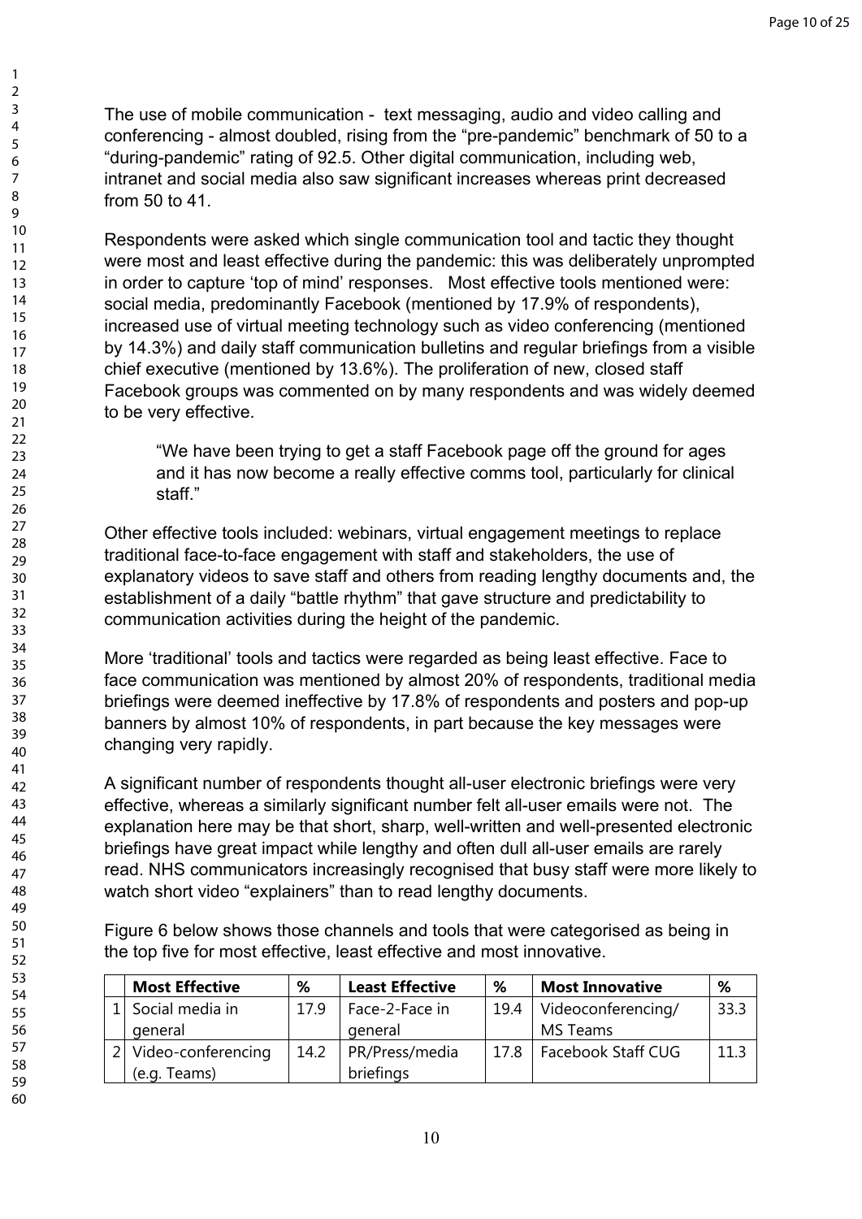The use of mobile communication - text messaging, audio and video calling and conferencing - almost doubled, rising from the "pre-pandemic" benchmark of 50 to a "during-pandemic" rating of 92.5. Other digital communication, including web, intranet and social media also saw significant increases whereas print decreased from 50 to 41.

Respondents were asked which single communication tool and tactic they thought were most and least effective during the pandemic: this was deliberately unprompted in order to capture 'top of mind' responses. Most effective tools mentioned were: social media, predominantly Facebook (mentioned by 17.9% of respondents), increased use of virtual meeting technology such as video conferencing (mentioned by 14.3%) and daily staff communication bulletins and regular briefings from a visible chief executive (mentioned by 13.6%). The proliferation of new, closed staff Facebook groups was commented on by many respondents and was widely deemed to be very effective.

> "We have been trying to get a staff Facebook page off the ground for ages and it has now become a really effective comms tool, particularly for clinical staff."

Other effective tools included: webinars, virtual engagement meetings to replace traditional face-to-face engagement with staff and stakeholders, the use of explanatory videos to save staff and others from reading lengthy documents and, the establishment of a daily "battle rhythm" that gave structure and predictability to communication activities during the height of the pandemic.

More 'traditional' tools and tactics were regarded as being least effective. Face to face communication was mentioned by almost 20% of respondents, traditional media briefings were deemed ineffective by 17.8% of respondents and posters and pop-up banners by almost 10% of respondents, in part because the key messages were changing very rapidly.

A significant number of respondents thought all-user electronic briefings were very effective, whereas a similarly significant number felt all-user emails were not. The explanation here may be that short, sharp, well-written and well-presented electronic briefings have great impact while lengthy and often dull all-user emails are rarely read. NHS communicators increasingly recognised that busy staff were more likely to watch short video "explainers" than to read lengthy documents.

Figure 6 below shows those channels and tools that were categorised as being in the top five for most effective, least effective and most innovative.

| | **Most Effective** | **%** | **Least Effective** | **%** | **Most Innovative** | **%** |
|---|---|---|---|---|---|---|
| 1 | Social media in general | 17.9 | Face-2-Face in general | 19.4 | Videoconferencing/ MS Teams | 33.3 |
| 2 | Video-conferencing (e.g. Teams) | 14.2 | PR/Press/media briefings | 17.8 | Facebook Staff CUG | 11.3 |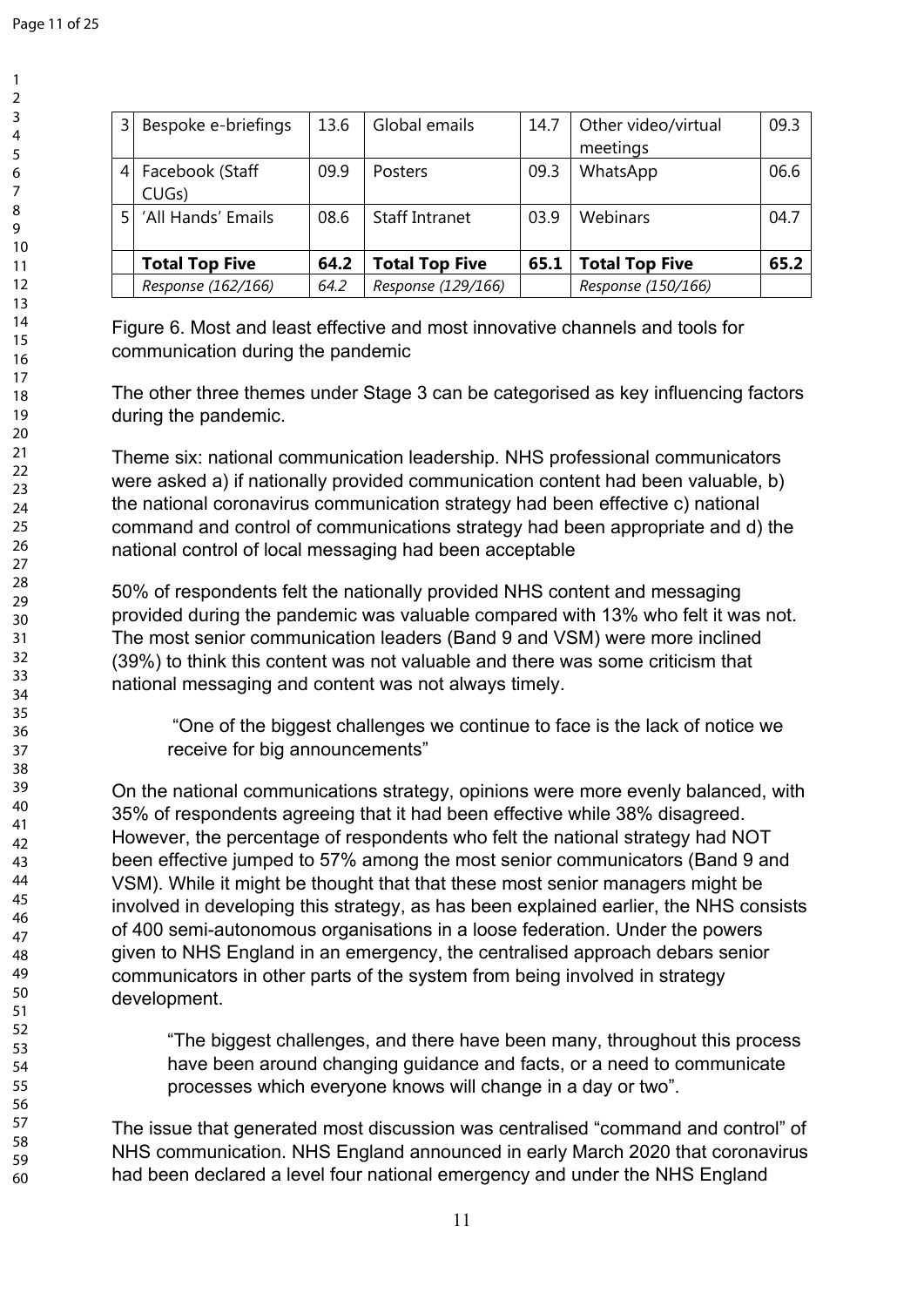| 3 | Bespoke e-briefings | 13.6 | Global emails | 14.7 | Other video/virtual meetings | 09.3 |
|---|---|---|---|---|---|---|
| 4 | Facebook (Staff CUGs) | 09.9 | Posters | 09.3 | WhatsApp | 06.6 |
| 5 | 'All Hands' Emails | 08.6 | Staff Intranet | 03.9 | Webinars | 04.7 |
| | **Total Top Five** | **64.2** | **Total Top Five** | **65.1** | **Total Top Five** | **65.2** |
| | *Response (162/166)* | *64.2* | *Response (129/166)* | | *Response (150/166)* | |

Figure 6. Most and least effective and most innovative channels and tools for communication during the pandemic

The other three themes under Stage 3 can be categorised as key influencing factors during the pandemic.

Theme six: national communication leadership. NHS professional communicators were asked a) if nationally provided communication content had been valuable, b) the national coronavirus communication strategy had been effective c) national command and control of communications strategy had been appropriate and d) the national control of local messaging had been acceptable

50% of respondents felt the nationally provided NHS content and messaging provided during the pandemic was valuable compared with 13% who felt it was not. The most senior communication leaders (Band 9 and VSM) were more inclined (39%) to think this content was not valuable and there was some criticism that national messaging and content was not always timely.

> "One of the biggest challenges we continue to face is the lack of notice we receive for big announcements"

On the national communications strategy, opinions were more evenly balanced, with 35% of respondents agreeing that it had been effective while 38% disagreed. However, the percentage of respondents who felt the national strategy had NOT been effective jumped to 57% among the most senior communicators (Band 9 and VSM). While it might be thought that that these most senior managers might be involved in developing this strategy, as has been explained earlier, the NHS consists of 400 semi-autonomous organisations in a loose federation. Under the powers given to NHS England in an emergency, the centralised approach debars senior communicators in other parts of the system from being involved in strategy development.

> "The biggest challenges, and there have been many, throughout this process have been around changing guidance and facts, or a need to communicate processes which everyone knows will change in a day or two".

The issue that generated most discussion was centralised "command and control" of NHS communication. NHS England announced in early March 2020 that coronavirus had been declared a level four national emergency and under the NHS England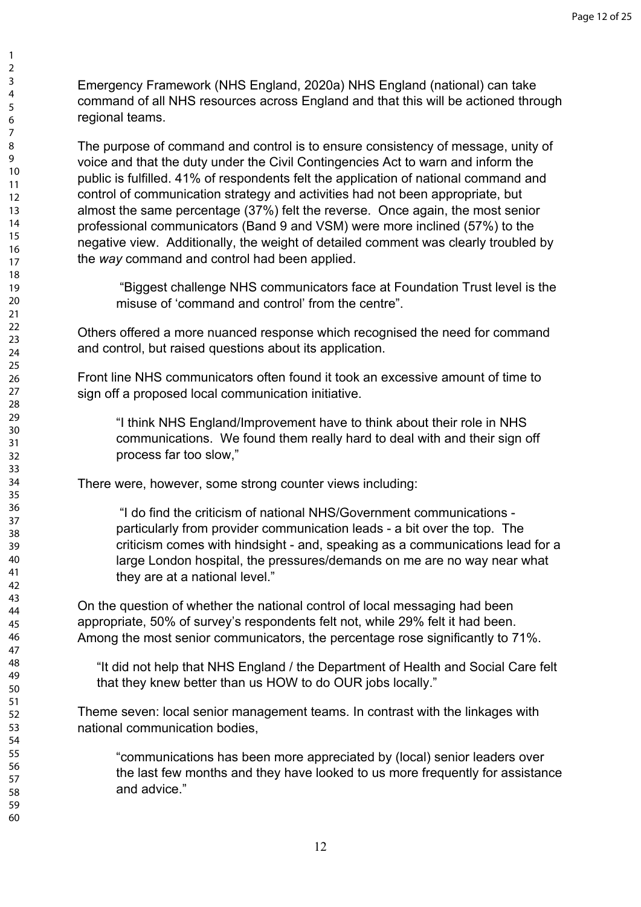Emergency Framework (NHS England, 2020a) NHS England (national) can take command of all NHS resources across England and that this will be actioned through regional teams.

The purpose of command and control is to ensure consistency of message, unity of voice and that the duty under the Civil Contingencies Act to warn and inform the public is fulfilled. 41% of respondents felt the application of national command and control of communication strategy and activities had not been appropriate, but almost the same percentage (37%) felt the reverse. Once again, the most senior professional communicators (Band 9 and VSM) were more inclined (57%) to the negative view. Additionally, the weight of detailed comment was clearly troubled by the *way* command and control had been applied.

> "Biggest challenge NHS communicators face at Foundation Trust level is the misuse of 'command and control' from the centre".

Others offered a more nuanced response which recognised the need for command and control, but raised questions about its application.

Front line NHS communicators often found it took an excessive amount of time to sign off a proposed local communication initiative.

> "I think NHS England/Improvement have to think about their role in NHS communications. We found them really hard to deal with and their sign off process far too slow,"

There were, however, some strong counter views including:

> "I do find the criticism of national NHS/Government communications - particularly from provider communication leads - a bit over the top. The criticism comes with hindsight - and, speaking as a communications lead for a large London hospital, the pressures/demands on me are no way near what they are at a national level."

On the question of whether the national control of local messaging had been appropriate, 50% of survey's respondents felt not, while 29% felt it had been. Among the most senior communicators, the percentage rose significantly to 71%.

> "It did not help that NHS England / the Department of Health and Social Care felt that they knew better than us HOW to do OUR jobs locally."

Theme seven: local senior management teams. In contrast with the linkages with national communication bodies,

> "communications has been more appreciated by (local) senior leaders over the last few months and they have looked to us more frequently for assistance and advice."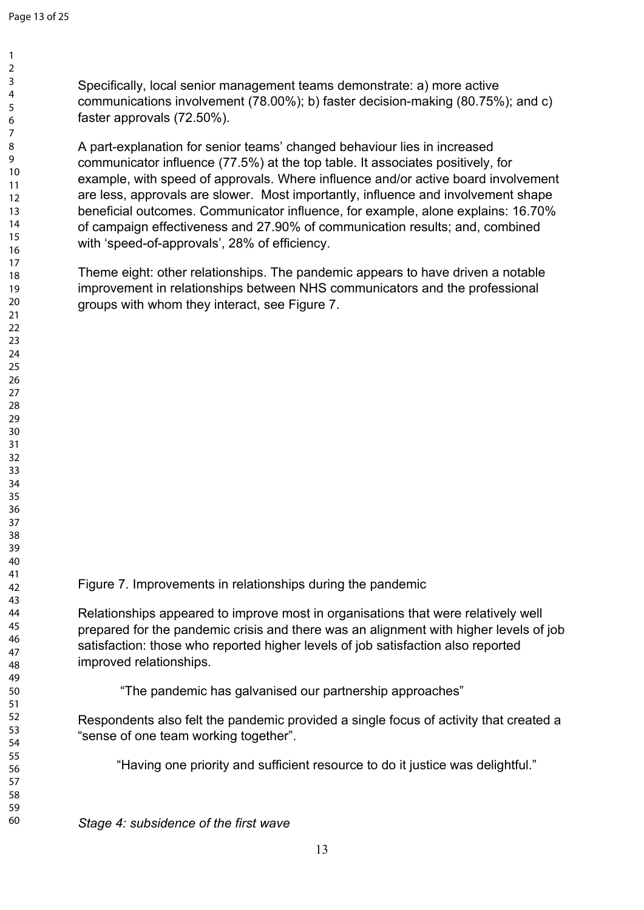Specifically, local senior management teams demonstrate: a) more active communications involvement (78.00%); b) faster decision-making (80.75%); and c) faster approvals (72.50%).

A part-explanation for senior teams' changed behaviour lies in increased communicator influence (77.5%) at the top table. It associates positively, for example, with speed of approvals. Where influence and/or active board involvement are less, approvals are slower. Most importantly, influence and involvement shape beneficial outcomes. Communicator influence, for example, alone explains: 16.70% of campaign effectiveness and 27.90% of communication results; and, combined with 'speed-of-approvals', 28% of efficiency.

Theme eight: other relationships. The pandemic appears to have driven a notable improvement in relationships between NHS communicators and the professional groups with whom they interact, see Figure 7.

Figure 7. Improvements in relationships during the pandemic

Relationships appeared to improve most in organisations that were relatively well prepared for the pandemic crisis and there was an alignment with higher levels of job satisfaction: those who reported higher levels of job satisfaction also reported improved relationships.

> "The pandemic has galvanised our partnership approaches"

Respondents also felt the pandemic provided a single focus of activity that created a "sense of one team working together".

> "Having one priority and sufficient resource to do it justice was delightful."

*Stage 4: subsidence of the first wave*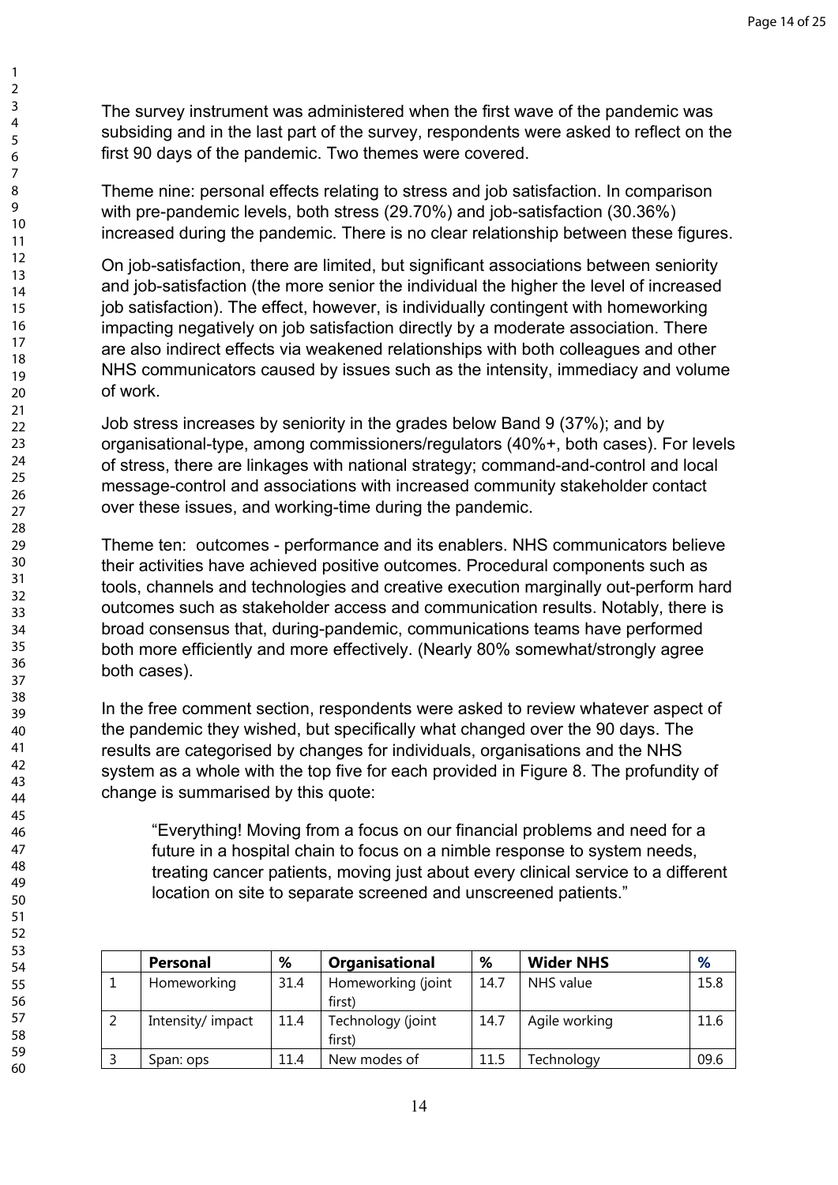The survey instrument was administered when the first wave of the pandemic was subsiding and in the last part of the survey, respondents were asked to reflect on the first 90 days of the pandemic. Two themes were covered.

Theme nine: personal effects relating to stress and job satisfaction. In comparison with pre-pandemic levels, both stress (29.70%) and job-satisfaction (30.36%) increased during the pandemic. There is no clear relationship between these figures.

On job-satisfaction, there are limited, but significant associations between seniority and job-satisfaction (the more senior the individual the higher the level of increased job satisfaction). The effect, however, is individually contingent with homeworking impacting negatively on job satisfaction directly by a moderate association. There are also indirect effects via weakened relationships with both colleagues and other NHS communicators caused by issues such as the intensity, immediacy and volume of work.

Job stress increases by seniority in the grades below Band 9 (37%); and by organisational-type, among commissioners/regulators (40%+, both cases). For levels of stress, there are linkages with national strategy; command-and-control and local message-control and associations with increased community stakeholder contact over these issues, and working-time during the pandemic.

Theme ten: outcomes - performance and its enablers. NHS communicators believe their activities have achieved positive outcomes. Procedural components such as tools, channels and technologies and creative execution marginally out-perform hard outcomes such as stakeholder access and communication results. Notably, there is broad consensus that, during-pandemic, communications teams have performed both more efficiently and more effectively. (Nearly 80% somewhat/strongly agree both cases).

In the free comment section, respondents were asked to review whatever aspect of the pandemic they wished, but specifically what changed over the 90 days. The results are categorised by changes for individuals, organisations and the NHS system as a whole with the top five for each provided in Figure 8. The profundity of change is summarised by this quote:

> "Everything! Moving from a focus on our financial problems and need for a future in a hospital chain to focus on a nimble response to system needs, treating cancer patients, moving just about every clinical service to a different location on site to separate screened and unscreened patients."

| | **Personal** | **%** | **Organisational** | **%** | **Wider NHS** | **%** |
|---|---|---|---|---|---|---|
| 1 | Homeworking | 31.4 | Homeworking (joint first) | 14.7 | NHS value | 15.8 |
| 2 | Intensity/ impact | 11.4 | Technology (joint first) | 14.7 | Agile working | 11.6 |
| 3 | Span: ops | 11.4 | New modes of | 11.5 | Technology | 09.6 |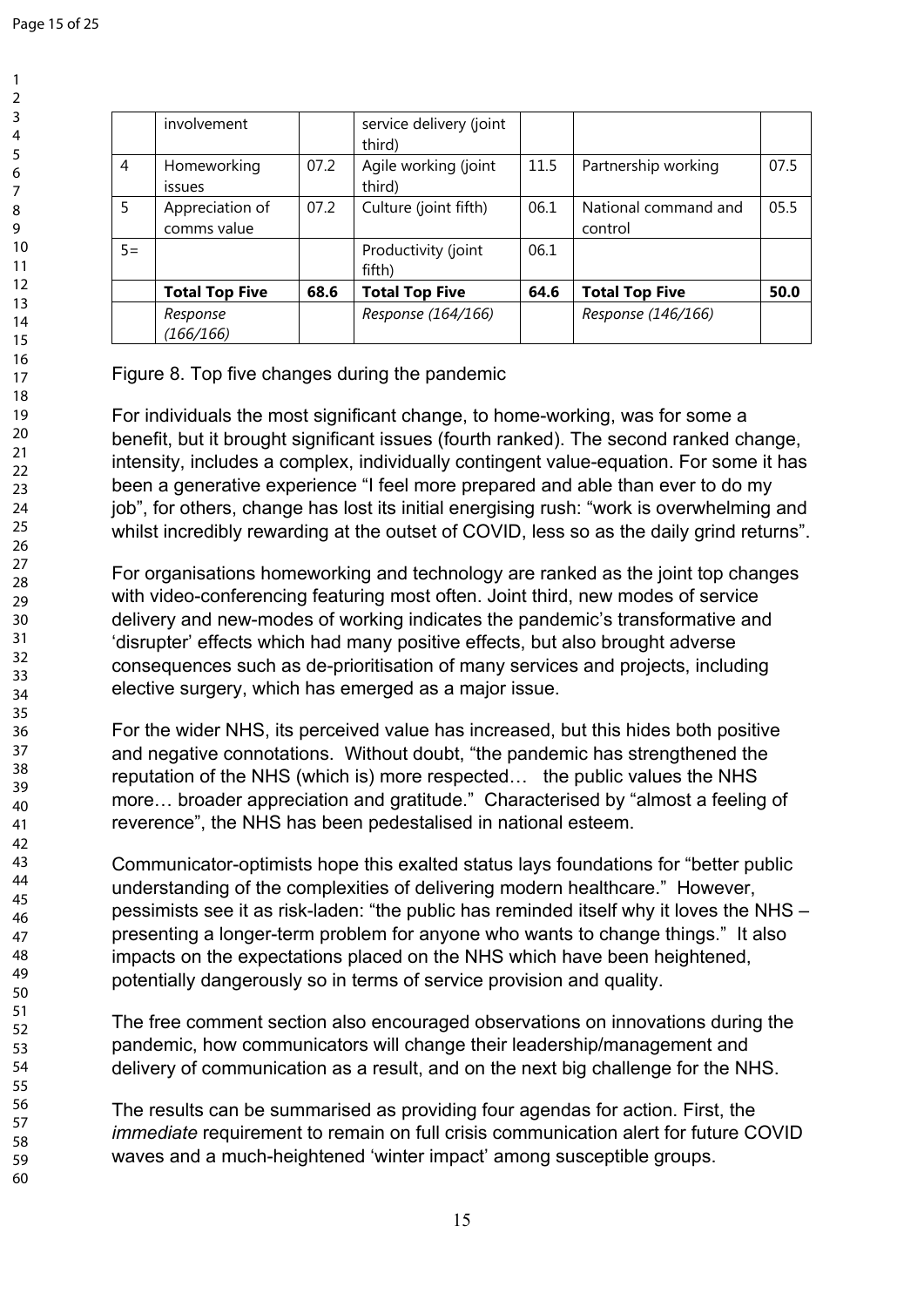|  | involvement |  | service delivery (joint third) |  |  |  |
|---|---|---|---|---|---|---|
| 4 | Homeworking issues | 07.2 | Agile working (joint third) | 11.5 | Partnership working | 07.5 |
| 5 | Appreciation of comms value | 07.2 | Culture (joint fifth) | 06.1 | National command and control | 05.5 |
| 5= |  |  | Productivity (joint fifth) | 06.1 |  |  |
|  | **Total Top Five** | **68.6** | **Total Top Five** | **64.6** | **Total Top Five** | **50.0** |
|  | *Response (166/166)* |  | *Response (164/166)* |  | *Response (146/166)* |  |

Figure 8. Top five changes during the pandemic

For individuals the most significant change, to home-working, was for some a benefit, but it brought significant issues (fourth ranked). The second ranked change, intensity, includes a complex, individually contingent value-equation. For some it has been a generative experience "I feel more prepared and able than ever to do my job", for others, change has lost its initial energising rush: "work is overwhelming and whilst incredibly rewarding at the outset of COVID, less so as the daily grind returns".

For organisations homeworking and technology are ranked as the joint top changes with video-conferencing featuring most often. Joint third, new modes of service delivery and new-modes of working indicates the pandemic's transformative and 'disrupter' effects which had many positive effects, but also brought adverse consequences such as de-prioritisation of many services and projects, including elective surgery, which has emerged as a major issue.

For the wider NHS, its perceived value has increased, but this hides both positive and negative connotations. Without doubt, "the pandemic has strengthened the reputation of the NHS (which is) more respected… the public values the NHS more… broader appreciation and gratitude." Characterised by "almost a feeling of reverence", the NHS has been pedestalised in national esteem.

Communicator-optimists hope this exalted status lays foundations for "better public understanding of the complexities of delivering modern healthcare." However, pessimists see it as risk-laden: "the public has reminded itself why it loves the NHS – presenting a longer-term problem for anyone who wants to change things." It also impacts on the expectations placed on the NHS which have been heightened, potentially dangerously so in terms of service provision and quality.

The free comment section also encouraged observations on innovations during the pandemic, how communicators will change their leadership/management and delivery of communication as a result, and on the next big challenge for the NHS.

The results can be summarised as providing four agendas for action. First, the *immediate* requirement to remain on full crisis communication alert for future COVID waves and a much-heightened 'winter impact' among susceptible groups.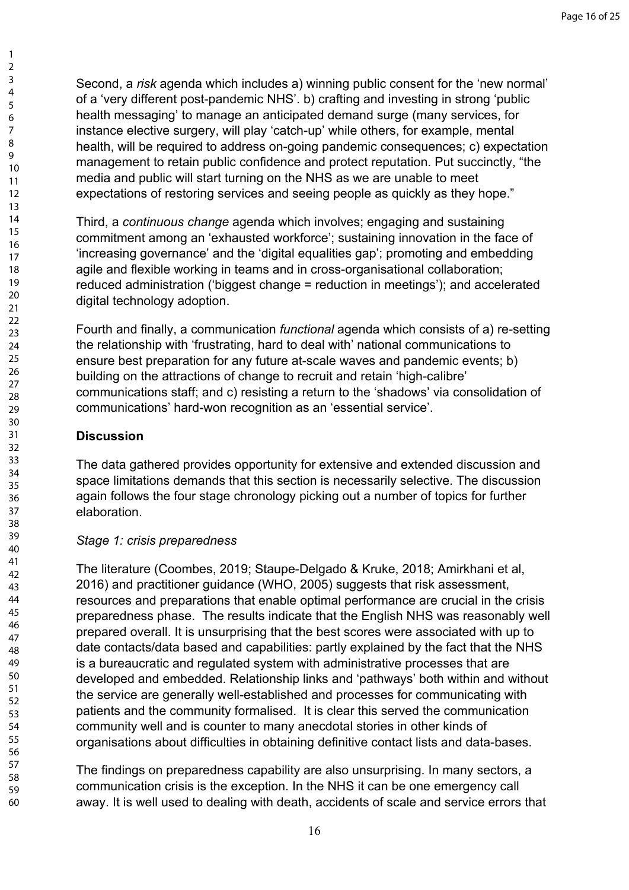Second, a *risk* agenda which includes a) winning public consent for the 'new normal' of a 'very different post-pandemic NHS'. b) crafting and investing in strong 'public health messaging' to manage an anticipated demand surge (many services, for instance elective surgery, will play 'catch-up' while others, for example, mental health, will be required to address on-going pandemic consequences; c) expectation management to retain public confidence and protect reputation. Put succinctly, "the media and public will start turning on the NHS as we are unable to meet expectations of restoring services and seeing people as quickly as they hope."

Third, a *continuous change* agenda which involves; engaging and sustaining commitment among an 'exhausted workforce'; sustaining innovation in the face of 'increasing governance' and the 'digital equalities gap'; promoting and embedding agile and flexible working in teams and in cross-organisational collaboration; reduced administration ('biggest change = reduction in meetings'); and accelerated digital technology adoption.

Fourth and finally, a communication *functional* agenda which consists of a) re-setting the relationship with 'frustrating, hard to deal with' national communications to ensure best preparation for any future at-scale waves and pandemic events; b) building on the attractions of change to recruit and retain 'high-calibre' communications staff; and c) resisting a return to the 'shadows' via consolidation of communications' hard-won recognition as an 'essential service'.

## Discussion

The data gathered provides opportunity for extensive and extended discussion and space limitations demands that this section is necessarily selective. The discussion again follows the four stage chronology picking out a number of topics for further elaboration.

### *Stage 1: crisis preparedness*

The literature (Coombes, 2019; Staupe-Delgado & Kruke, 2018; Amirkhani et al, 2016) and practitioner guidance (WHO, 2005) suggests that risk assessment, resources and preparations that enable optimal performance are crucial in the crisis preparedness phase. The results indicate that the English NHS was reasonably well prepared overall. It is unsurprising that the best scores were associated with up to date contacts/data based and capabilities: partly explained by the fact that the NHS is a bureaucratic and regulated system with administrative processes that are developed and embedded. Relationship links and 'pathways' both within and without the service are generally well-established and processes for communicating with patients and the community formalised. It is clear this served the communication community well and is counter to many anecdotal stories in other kinds of organisations about difficulties in obtaining definitive contact lists and data-bases.

The findings on preparedness capability are also unsurprising. In many sectors, a communication crisis is the exception. In the NHS it can be one emergency call away. It is well used to dealing with death, accidents of scale and service errors that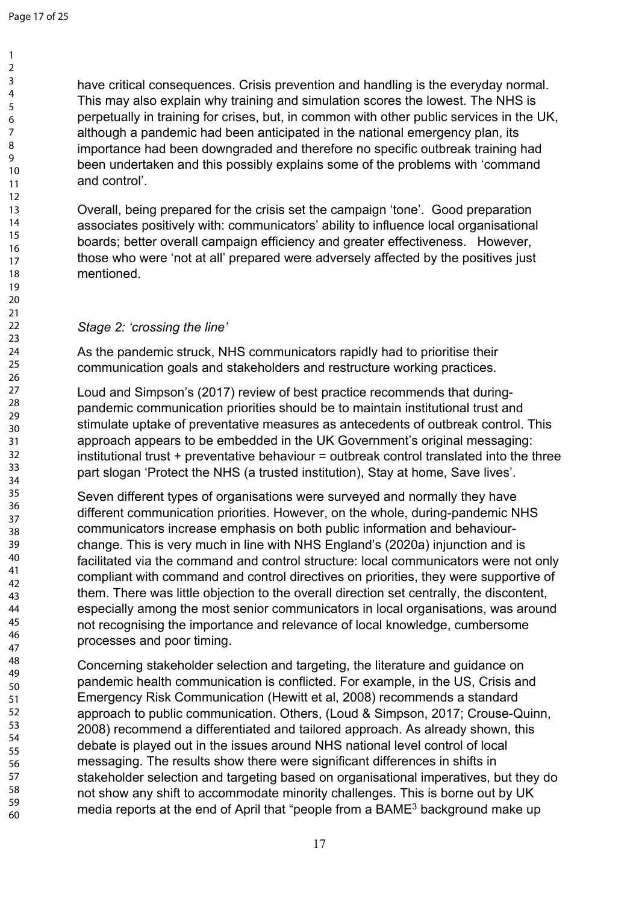have critical consequences. Crisis prevention and handling is the everyday normal. This may also explain why training and simulation scores the lowest. The NHS is perpetually in training for crises, but, in common with other public services in the UK, although a pandemic had been anticipated in the national emergency plan, its importance had been downgraded and therefore no specific outbreak training had been undertaken and this possibly explains some of the problems with 'command and control'.

Overall, being prepared for the crisis set the campaign 'tone'. Good preparation associates positively with: communicators' ability to influence local organisational boards; better overall campaign efficiency and greater effectiveness. However, those who were 'not at all' prepared were adversely affected by the positives just mentioned.

*Stage 2: 'crossing the line'*

As the pandemic struck, NHS communicators rapidly had to prioritise their communication goals and stakeholders and restructure working practices.

Loud and Simpson's (2017) review of best practice recommends that during-pandemic communication priorities should be to maintain institutional trust and stimulate uptake of preventative measures as antecedents of outbreak control. This approach appears to be embedded in the UK Government's original messaging: institutional trust + preventative behaviour = outbreak control translated into the three part slogan 'Protect the NHS (a trusted institution), Stay at home, Save lives'.

Seven different types of organisations were surveyed and normally they have different communication priorities. However, on the whole, during-pandemic NHS communicators increase emphasis on both public information and behaviour-change. This is very much in line with NHS England's (2020a) injunction and is facilitated via the command and control structure: local communicators were not only compliant with command and control directives on priorities, they were supportive of them. There was little objection to the overall direction set centrally, the discontent, especially among the most senior communicators in local organisations, was around not recognising the importance and relevance of local knowledge, cumbersome processes and poor timing.

Concerning stakeholder selection and targeting, the literature and guidance on pandemic health communication is conflicted. For example, in the US, Crisis and Emergency Risk Communication (Hewitt et al, 2008) recommends a standard approach to public communication. Others, (Loud & Simpson, 2017; Crouse-Quinn, 2008) recommend a differentiated and tailored approach. As already shown, this debate is played out in the issues around NHS national level control of local messaging. The results show there were significant differences in shifts in stakeholder selection and targeting based on organisational imperatives, but they do not show any shift to accommodate minority challenges. This is borne out by UK media reports at the end of April that "people from a BAME[3] background make up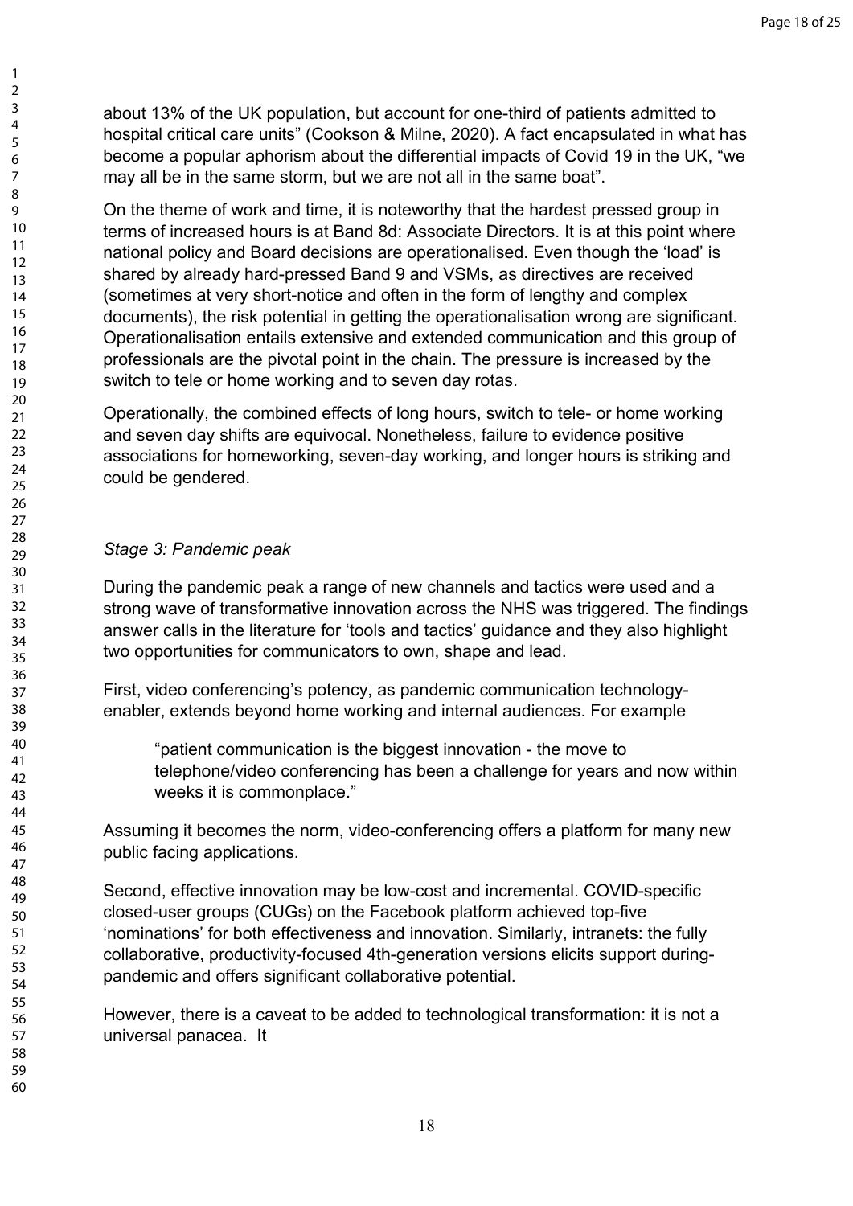about 13% of the UK population, but account for one-third of patients admitted to hospital critical care units" (Cookson & Milne, 2020). A fact encapsulated in what has become a popular aphorism about the differential impacts of Covid 19 in the UK, "we may all be in the same storm, but we are not all in the same boat".

On the theme of work and time, it is noteworthy that the hardest pressed group in terms of increased hours is at Band 8d: Associate Directors. It is at this point where national policy and Board decisions are operationalised. Even though the 'load' is shared by already hard-pressed Band 9 and VSMs, as directives are received (sometimes at very short-notice and often in the form of lengthy and complex documents), the risk potential in getting the operationalisation wrong are significant. Operationalisation entails extensive and extended communication and this group of professionals are the pivotal point in the chain. The pressure is increased by the switch to tele or home working and to seven day rotas.

Operationally, the combined effects of long hours, switch to tele- or home working and seven day shifts are equivocal. Nonetheless, failure to evidence positive associations for homeworking, seven-day working, and longer hours is striking and could be gendered.

*Stage 3: Pandemic peak*

During the pandemic peak a range of new channels and tactics were used and a strong wave of transformative innovation across the NHS was triggered. The findings answer calls in the literature for 'tools and tactics' guidance and they also highlight two opportunities for communicators to own, shape and lead.

First, video conferencing's potency, as pandemic communication technology-enabler, extends beyond home working and internal audiences. For example

> "patient communication is the biggest innovation - the move to telephone/video conferencing has been a challenge for years and now within weeks it is commonplace."

Assuming it becomes the norm, video-conferencing offers a platform for many new public facing applications.

Second, effective innovation may be low-cost and incremental. COVID-specific closed-user groups (CUGs) on the Facebook platform achieved top-five 'nominations' for both effectiveness and innovation. Similarly, intranets: the fully collaborative, productivity-focused 4th-generation versions elicits support during-pandemic and offers significant collaborative potential.

However, there is a caveat to be added to technological transformation: it is not a universal panacea. It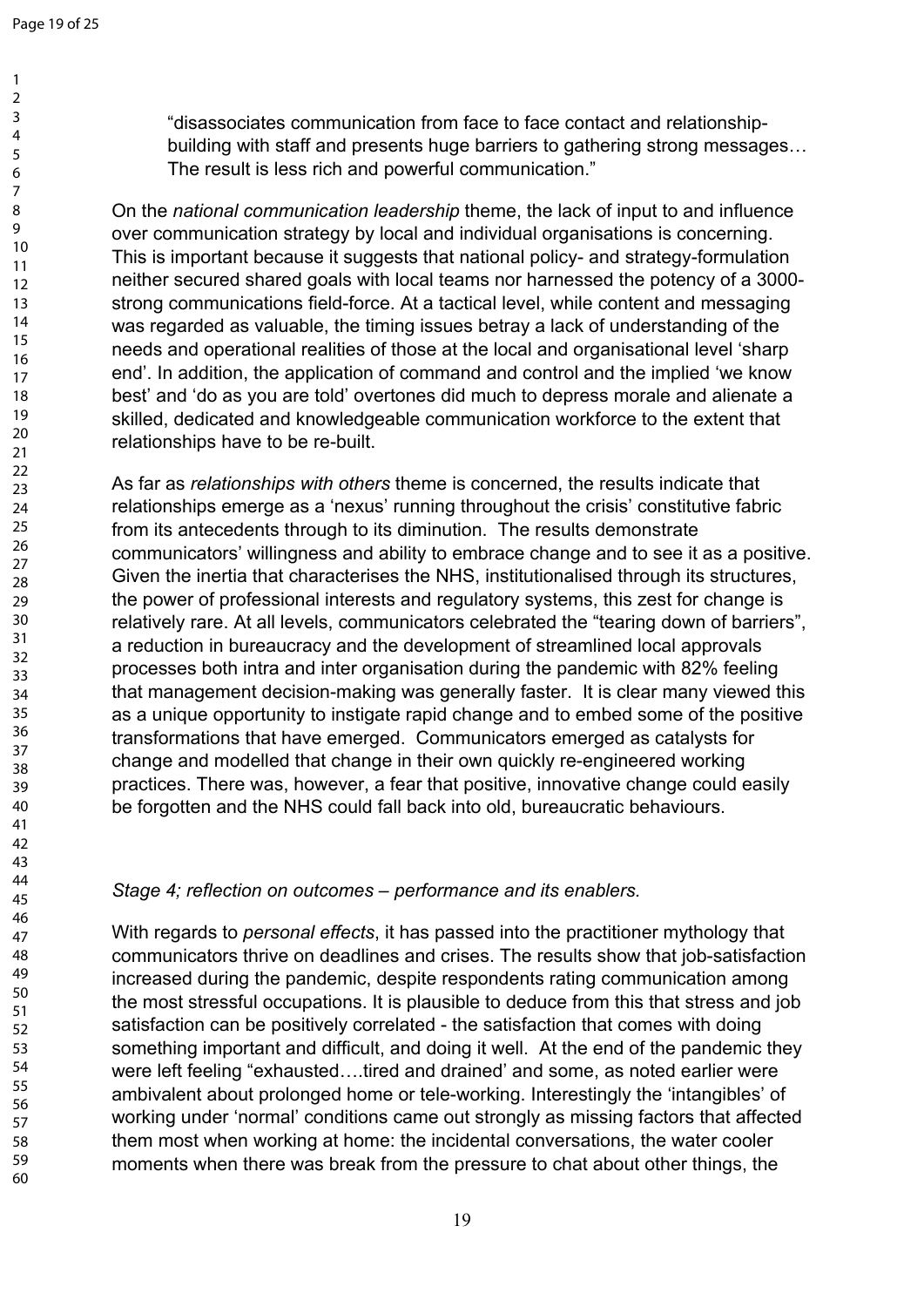"disassociates communication from face to face contact and relationship-building with staff and presents huge barriers to gathering strong messages… The result is less rich and powerful communication."

On the *national communication leadership* theme, the lack of input to and influence over communication strategy by local and individual organisations is concerning. This is important because it suggests that national policy- and strategy-formulation neither secured shared goals with local teams nor harnessed the potency of a 3000-strong communications field-force. At a tactical level, while content and messaging was regarded as valuable, the timing issues betray a lack of understanding of the needs and operational realities of those at the local and organisational level 'sharp end'. In addition, the application of command and control and the implied 'we know best' and 'do as you are told' overtones did much to depress morale and alienate a skilled, dedicated and knowledgeable communication workforce to the extent that relationships have to be re-built.

As far as *relationships with others* theme is concerned, the results indicate that relationships emerge as a 'nexus' running throughout the crisis' constitutive fabric from its antecedents through to its diminution. The results demonstrate communicators' willingness and ability to embrace change and to see it as a positive. Given the inertia that characterises the NHS, institutionalised through its structures, the power of professional interests and regulatory systems, this zest for change is relatively rare. At all levels, communicators celebrated the "tearing down of barriers", a reduction in bureaucracy and the development of streamlined local approvals processes both intra and inter organisation during the pandemic with 82% feeling that management decision-making was generally faster. It is clear many viewed this as a unique opportunity to instigate rapid change and to embed some of the positive transformations that have emerged. Communicators emerged as catalysts for change and modelled that change in their own quickly re-engineered working practices. There was, however, a fear that positive, innovative change could easily be forgotten and the NHS could fall back into old, bureaucratic behaviours.

*Stage 4; reflection on outcomes – performance and its enablers.*

With regards to *personal effects*, it has passed into the practitioner mythology that communicators thrive on deadlines and crises. The results show that job-satisfaction increased during the pandemic, despite respondents rating communication among the most stressful occupations. It is plausible to deduce from this that stress and job satisfaction can be positively correlated - the satisfaction that comes with doing something important and difficult, and doing it well. At the end of the pandemic they were left feeling "exhausted….tired and drained' and some, as noted earlier were ambivalent about prolonged home or tele-working. Interestingly the 'intangibles' of working under 'normal' conditions came out strongly as missing factors that affected them most when working at home: the incidental conversations, the water cooler moments when there was break from the pressure to chat about other things, the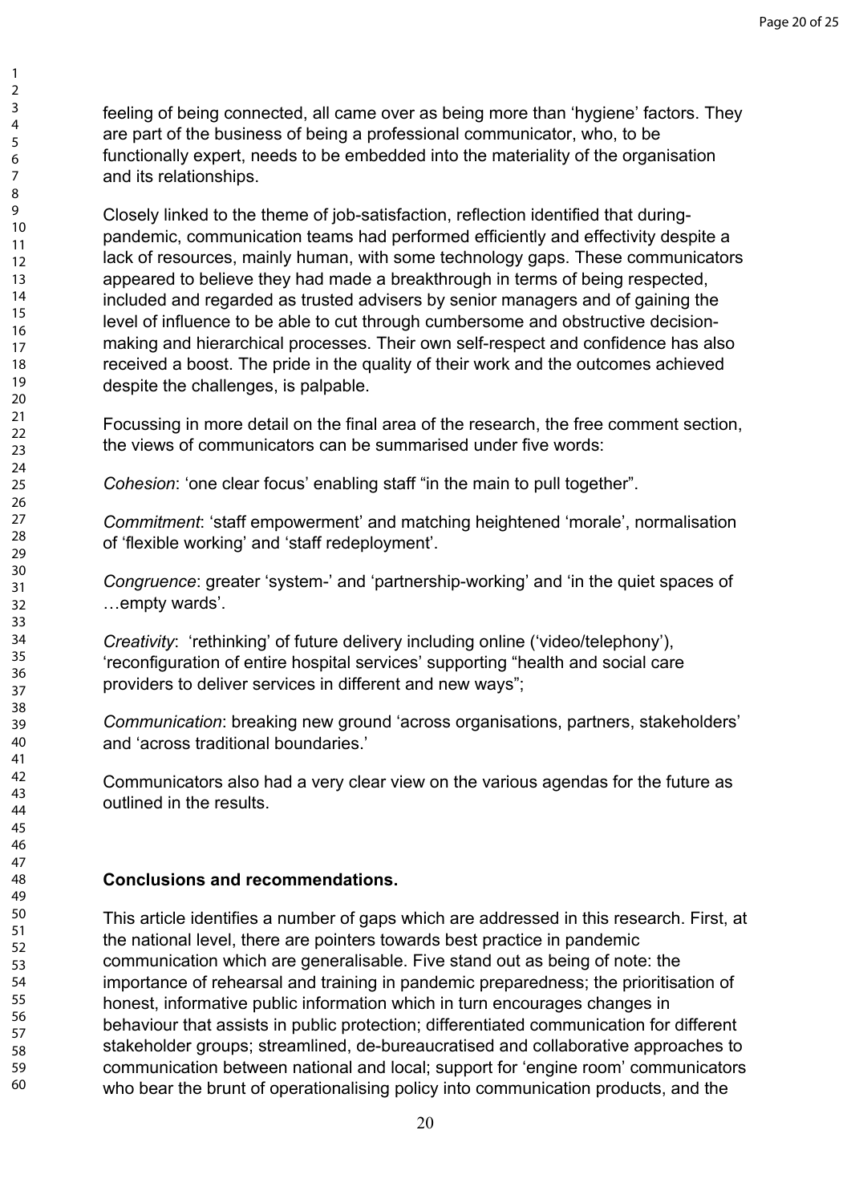feeling of being connected, all came over as being more than 'hygiene' factors. They are part of the business of being a professional communicator, who, to be functionally expert, needs to be embedded into the materiality of the organisation and its relationships.

Closely linked to the theme of job-satisfaction, reflection identified that during-pandemic, communication teams had performed efficiently and effectivity despite a lack of resources, mainly human, with some technology gaps. These communicators appeared to believe they had made a breakthrough in terms of being respected, included and regarded as trusted advisers by senior managers and of gaining the level of influence to be able to cut through cumbersome and obstructive decision-making and hierarchical processes. Their own self-respect and confidence has also received a boost. The pride in the quality of their work and the outcomes achieved despite the challenges, is palpable.

Focussing in more detail on the final area of the research, the free comment section, the views of communicators can be summarised under five words:

*Cohesion*: 'one clear focus' enabling staff "in the main to pull together".

*Commitment*: 'staff empowerment' and matching heightened 'morale', normalisation of 'flexible working' and 'staff redeployment'.

*Congruence*: greater 'system-' and 'partnership-working' and 'in the quiet spaces of …empty wards'.

*Creativity*: 'rethinking' of future delivery including online ('video/telephony'), 'reconfiguration of entire hospital services' supporting "health and social care providers to deliver services in different and new ways";

*Communication*: breaking new ground 'across organisations, partners, stakeholders' and 'across traditional boundaries.'

Communicators also had a very clear view on the various agendas for the future as outlined in the results.

## Conclusions and recommendations.

This article identifies a number of gaps which are addressed in this research. First, at the national level, there are pointers towards best practice in pandemic communication which are generalisable. Five stand out as being of note: the importance of rehearsal and training in pandemic preparedness; the prioritisation of honest, informative public information which in turn encourages changes in behaviour that assists in public protection; differentiated communication for different stakeholder groups; streamlined, de-bureaucratised and collaborative approaches to communication between national and local; support for 'engine room' communicators who bear the brunt of operationalising policy into communication products, and the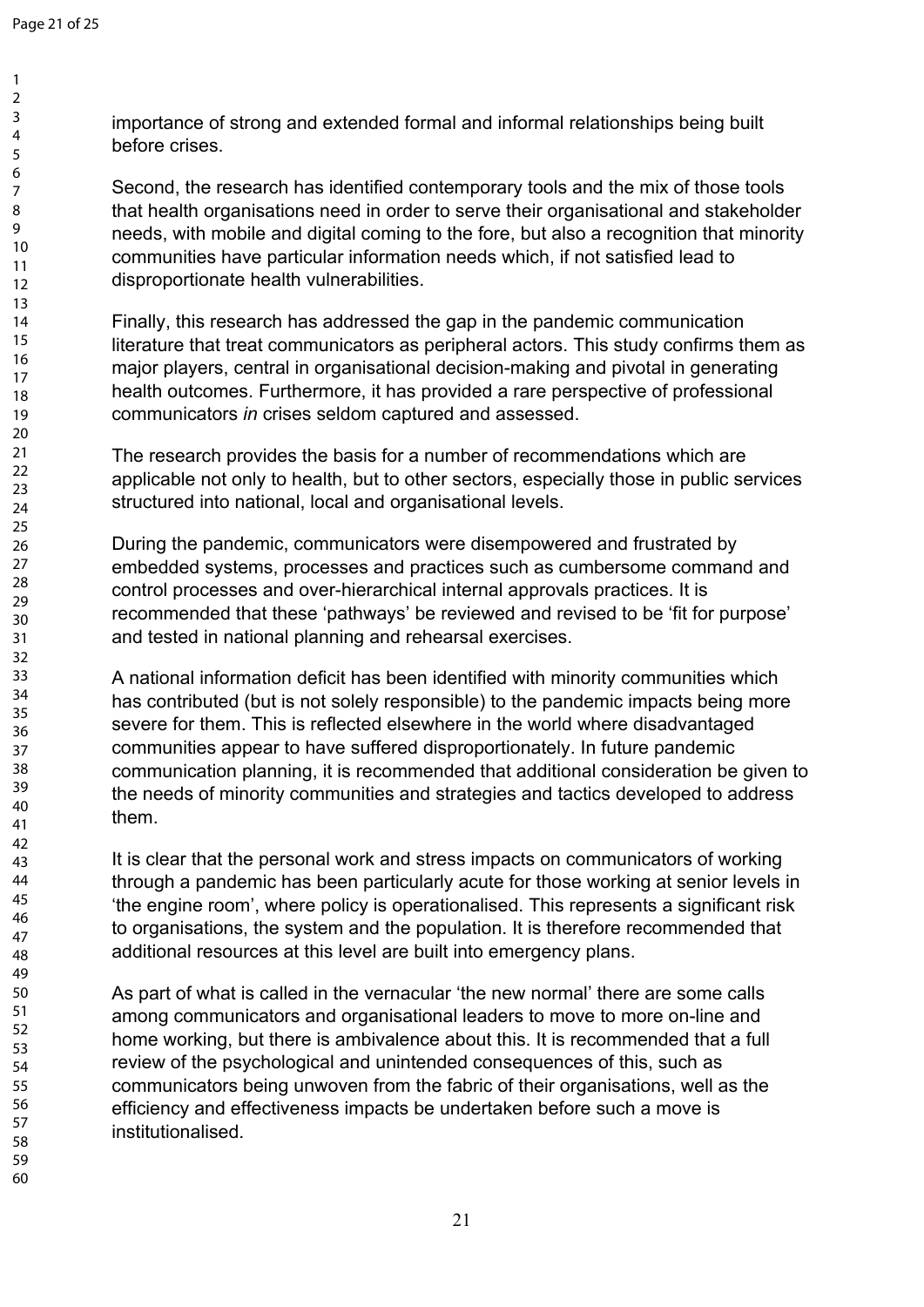importance of strong and extended formal and informal relationships being built before crises.

Second, the research has identified contemporary tools and the mix of those tools that health organisations need in order to serve their organisational and stakeholder needs, with mobile and digital coming to the fore, but also a recognition that minority communities have particular information needs which, if not satisfied lead to disproportionate health vulnerabilities.

Finally, this research has addressed the gap in the pandemic communication literature that treat communicators as peripheral actors. This study confirms them as major players, central in organisational decision-making and pivotal in generating health outcomes. Furthermore, it has provided a rare perspective of professional communicators *in* crises seldom captured and assessed.

The research provides the basis for a number of recommendations which are applicable not only to health, but to other sectors, especially those in public services structured into national, local and organisational levels.

During the pandemic, communicators were disempowered and frustrated by embedded systems, processes and practices such as cumbersome command and control processes and over-hierarchical internal approvals practices. It is recommended that these 'pathways' be reviewed and revised to be 'fit for purpose' and tested in national planning and rehearsal exercises.

A national information deficit has been identified with minority communities which has contributed (but is not solely responsible) to the pandemic impacts being more severe for them. This is reflected elsewhere in the world where disadvantaged communities appear to have suffered disproportionately. In future pandemic communication planning, it is recommended that additional consideration be given to the needs of minority communities and strategies and tactics developed to address them.

It is clear that the personal work and stress impacts on communicators of working through a pandemic has been particularly acute for those working at senior levels in 'the engine room', where policy is operationalised. This represents a significant risk to organisations, the system and the population. It is therefore recommended that additional resources at this level are built into emergency plans.

As part of what is called in the vernacular 'the new normal' there are some calls among communicators and organisational leaders to move to more on-line and home working, but there is ambivalence about this. It is recommended that a full review of the psychological and unintended consequences of this, such as communicators being unwoven from the fabric of their organisations, well as the efficiency and effectiveness impacts be undertaken before such a move is institutionalised.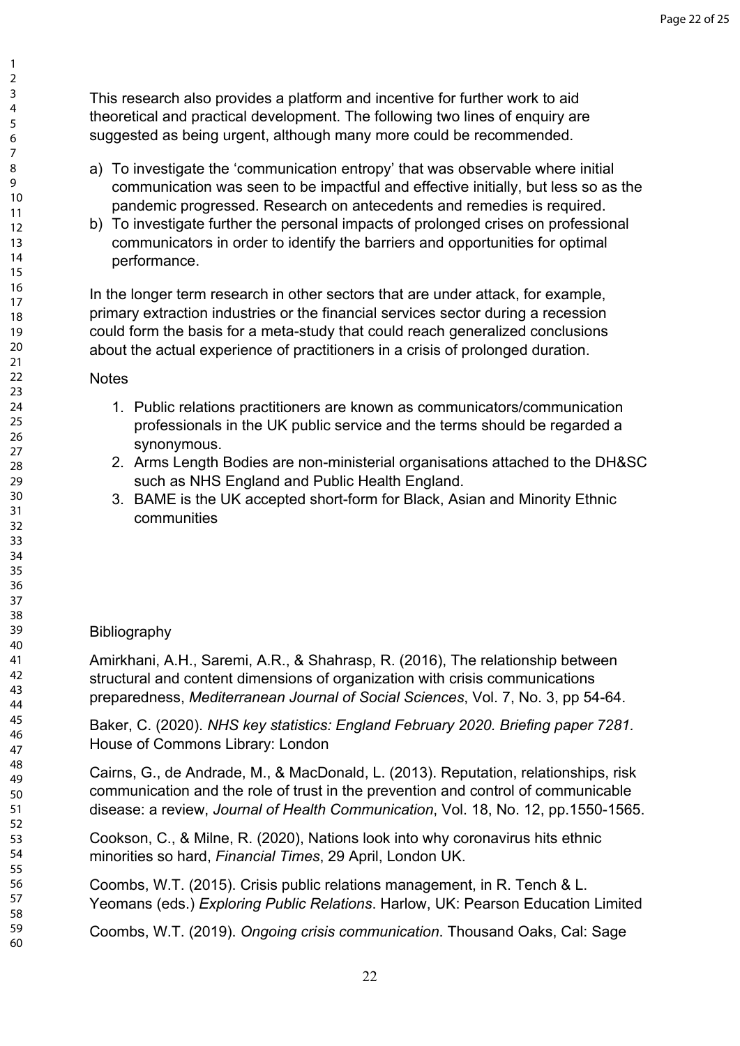This research also provides a platform and incentive for further work to aid theoretical and practical development. The following two lines of enquiry are suggested as being urgent, although many more could be recommended.

a) To investigate the 'communication entropy' that was observable where initial communication was seen to be impactful and effective initially, but less so as the pandemic progressed. Research on antecedents and remedies is required.
b) To investigate further the personal impacts of prolonged crises on professional communicators in order to identify the barriers and opportunities for optimal performance.

In the longer term research in other sectors that are under attack, for example, primary extraction industries or the financial services sector during a recession could form the basis for a meta-study that could reach generalized conclusions about the actual experience of practitioners in a crisis of prolonged duration.

Notes

1. Public relations practitioners are known as communicators/communication professionals in the UK public service and the terms should be regarded a synonymous.
2. Arms Length Bodies are non-ministerial organisations attached to the DH&SC such as NHS England and Public Health England.
3. BAME is the UK accepted short-form for Black, Asian and Minority Ethnic communities

Bibliography

Amirkhani, A.H., Saremi, A.R., & Shahrasp, R. (2016), The relationship between structural and content dimensions of organization with crisis communications preparedness, *Mediterranean Journal of Social Sciences*, Vol. 7, No. 3, pp 54-64.

Baker, C. (2020). *NHS key statistics: England February 2020. Briefing paper 7281.* House of Commons Library: London

Cairns, G., de Andrade, M., & MacDonald, L. (2013). Reputation, relationships, risk communication and the role of trust in the prevention and control of communicable disease: a review, *Journal of Health Communication*, Vol. 18, No. 12, pp.1550-1565.

Cookson, C., & Milne, R. (2020), Nations look into why coronavirus hits ethnic minorities so hard, *Financial Times*, 29 April, London UK.

Coombs, W.T. (2015). Crisis public relations management, in R. Tench & L. Yeomans (eds.) *Exploring Public Relations*. Harlow, UK: Pearson Education Limited

Coombs, W.T. (2019). *Ongoing crisis communication*. Thousand Oaks, Cal: Sage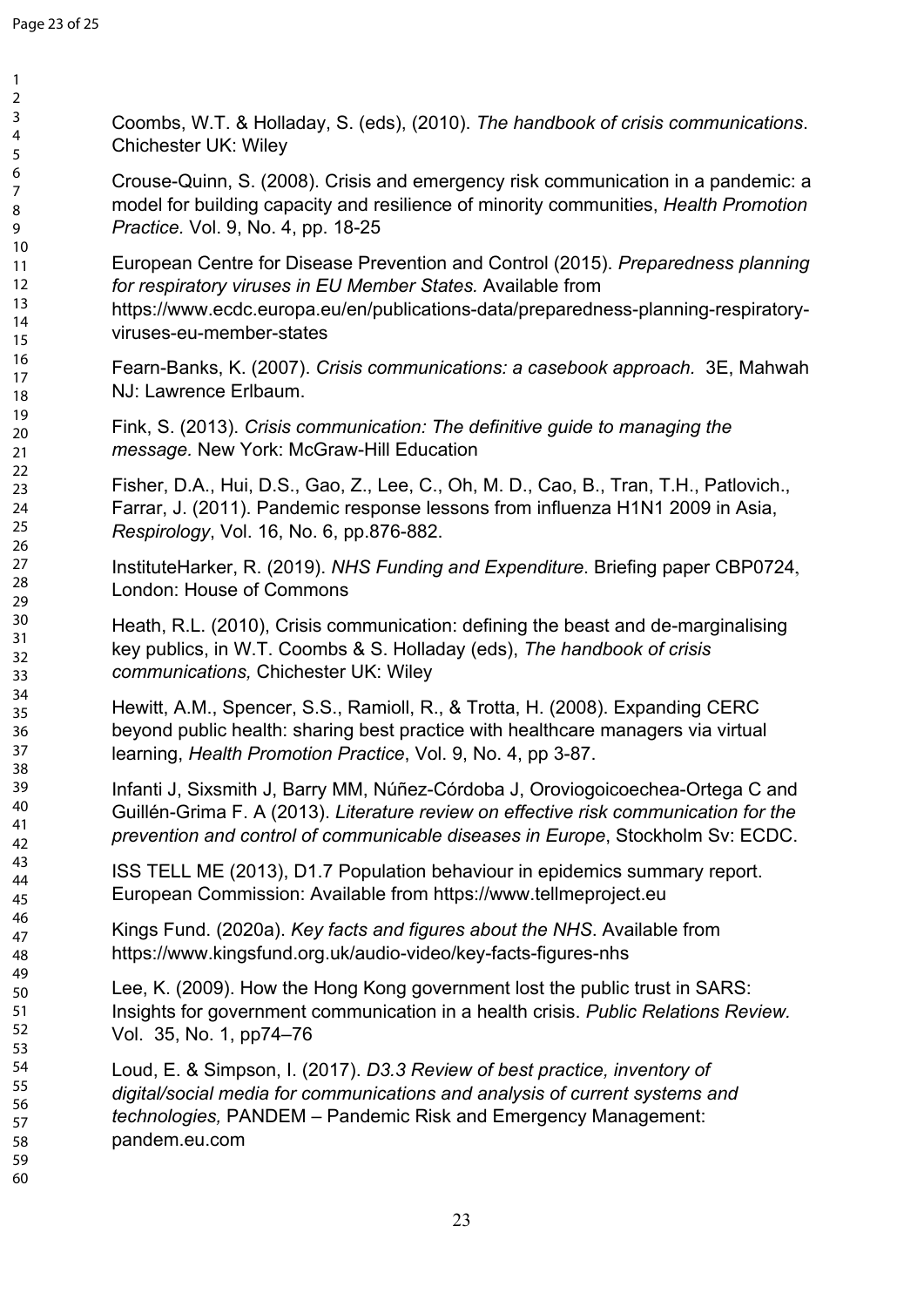Coombs, W.T. & Holladay, S. (eds), (2010). *The handbook of crisis communications*. Chichester UK: Wiley

Crouse-Quinn, S. (2008). Crisis and emergency risk communication in a pandemic: a model for building capacity and resilience of minority communities, *Health Promotion Practice.* Vol. 9, No. 4, pp. 18-25

European Centre for Disease Prevention and Control (2015). *Preparedness planning for respiratory viruses in EU Member States.* Available from https://www.ecdc.europa.eu/en/publications-data/preparedness-planning-respiratory-viruses-eu-member-states

Fearn-Banks, K. (2007). *Crisis communications: a casebook approach.* 3E, Mahwah NJ: Lawrence Erlbaum.

Fink, S. (2013). *Crisis communication: The definitive guide to managing the message.* New York: McGraw-Hill Education

Fisher, D.A., Hui, D.S., Gao, Z., Lee, C., Oh, M. D., Cao, B., Tran, T.H., Patlovich., Farrar, J. (2011). Pandemic response lessons from influenza H1N1 2009 in Asia, *Respirology*, Vol. 16, No. 6, pp.876-882.

InstituteHarker, R. (2019). *NHS Funding and Expenditure*. Briefing paper CBP0724, London: House of Commons

Heath, R.L. (2010), Crisis communication: defining the beast and de-marginalising key publics, in W.T. Coombs & S. Holladay (eds), *The handbook of crisis communications,* Chichester UK: Wiley

Hewitt, A.M., Spencer, S.S., Ramioll, R., & Trotta, H. (2008). Expanding CERC beyond public health: sharing best practice with healthcare managers via virtual learning, *Health Promotion Practice*, Vol. 9, No. 4, pp 3-87.

Infanti J, Sixsmith J, Barry MM, Núñez-Córdoba J, Oroviogoicoechea-Ortega C and Guillén-Grima F. A (2013). *Literature review on effective risk communication for the prevention and control of communicable diseases in Europe*, Stockholm Sv: ECDC.

ISS TELL ME (2013), D1.7 Population behaviour in epidemics summary report. European Commission: Available from https://www.tellmeproject.eu

Kings Fund. (2020a). *Key facts and figures about the NHS*. Available from https://www.kingsfund.org.uk/audio-video/key-facts-figures-nhs

Lee, K. (2009). How the Hong Kong government lost the public trust in SARS: Insights for government communication in a health crisis. *Public Relations Review.* Vol. 35, No. 1, pp74–76

Loud, E. & Simpson, I. (2017). *D3.3 Review of best practice, inventory of digital/social media for communications and analysis of current systems and technologies,* PANDEM – Pandemic Risk and Emergency Management: pandem.eu.com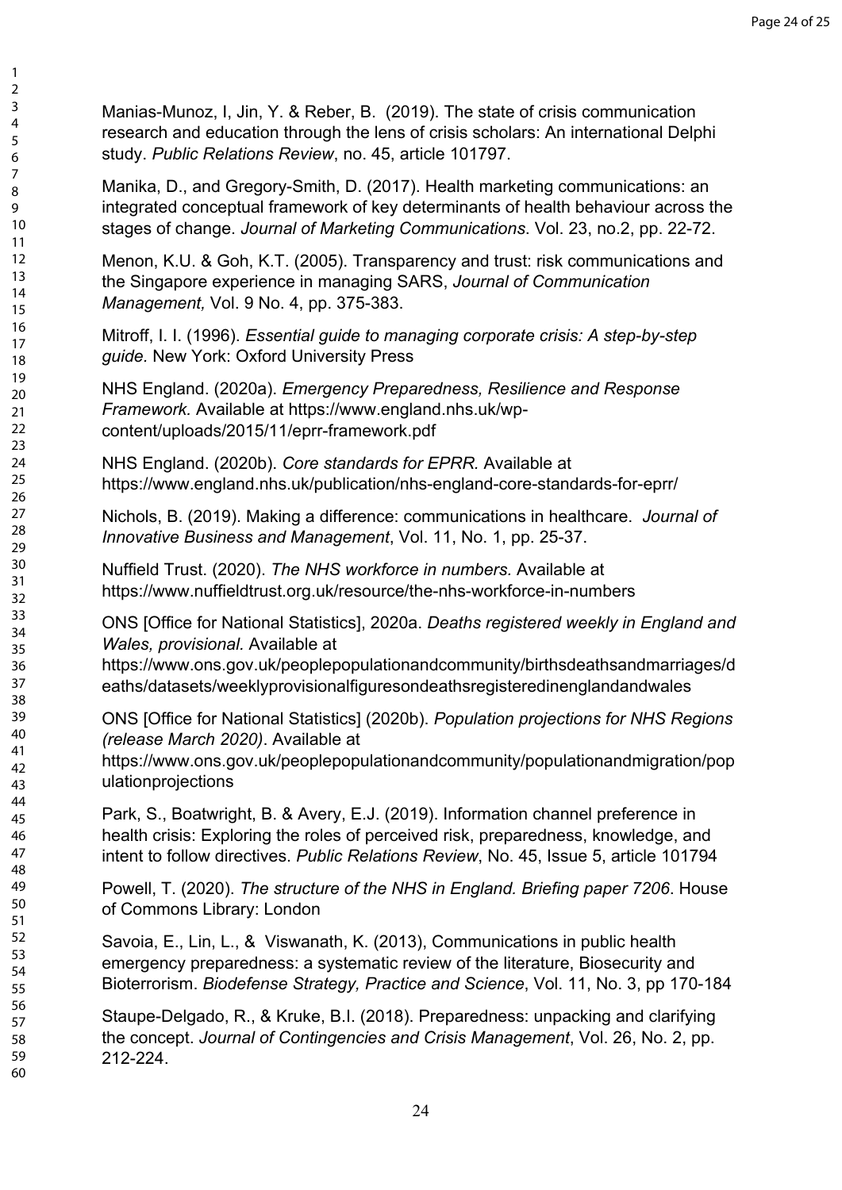Manias-Munoz, I, Jin, Y. & Reber, B. (2019). The state of crisis communication research and education through the lens of crisis scholars: An international Delphi study. *Public Relations Review*, no. 45, article 101797.

Manika, D., and Gregory-Smith, D. (2017). Health marketing communications: an integrated conceptual framework of key determinants of health behaviour across the stages of change. *Journal of Marketing Communications*. Vol. 23, no.2, pp. 22-72.

Menon, K.U. & Goh, K.T. (2005). Transparency and trust: risk communications and the Singapore experience in managing SARS, *Journal of Communication Management,* Vol. 9 No. 4, pp. 375-383.

Mitroff, I. I. (1996). *Essential guide to managing corporate crisis: A step-by-step guide.* New York: Oxford University Press

NHS England. (2020a). *Emergency Preparedness, Resilience and Response Framework.* Available at https://www.england.nhs.uk/wp-content/uploads/2015/11/eprr-framework.pdf

NHS England. (2020b). *Core standards for EPRR.* Available at https://www.england.nhs.uk/publication/nhs-england-core-standards-for-eprr/

Nichols, B. (2019). Making a difference: communications in healthcare. *Journal of Innovative Business and Management*, Vol. 11, No. 1, pp. 25-37.

Nuffield Trust. (2020). *The NHS workforce in numbers.* Available at https://www.nuffieldtrust.org.uk/resource/the-nhs-workforce-in-numbers

ONS [Office for National Statistics], 2020a. *Deaths registered weekly in England and Wales, provisional.* Available at https://www.ons.gov.uk/peoplepopulationandcommunity/birthsdeathsandmarriages/deaths/datasets/weeklyprovisionalfiguresondeathsregisteredinenglandandwales

ONS [Office for National Statistics] (2020b). *Population projections for NHS Regions (release March 2020)*. Available at https://www.ons.gov.uk/peoplepopulationandcommunity/populationandmigration/populationprojections

Park, S., Boatwright, B. & Avery, E.J. (2019). Information channel preference in health crisis: Exploring the roles of perceived risk, preparedness, knowledge, and intent to follow directives. *Public Relations Review*, No. 45, Issue 5, article 101794

Powell, T. (2020). *The structure of the NHS in England. Briefing paper 7206*. House of Commons Library: London

Savoia, E., Lin, L., & Viswanath, K. (2013), Communications in public health emergency preparedness: a systematic review of the literature, Biosecurity and Bioterrorism. *Biodefense Strategy, Practice and Science*, Vol. 11, No. 3, pp 170-184

Staupe-Delgado, R., & Kruke, B.I. (2018). Preparedness: unpacking and clarifying the concept. *Journal of Contingencies and Crisis Management*, Vol. 26, No. 2, pp. 212-224.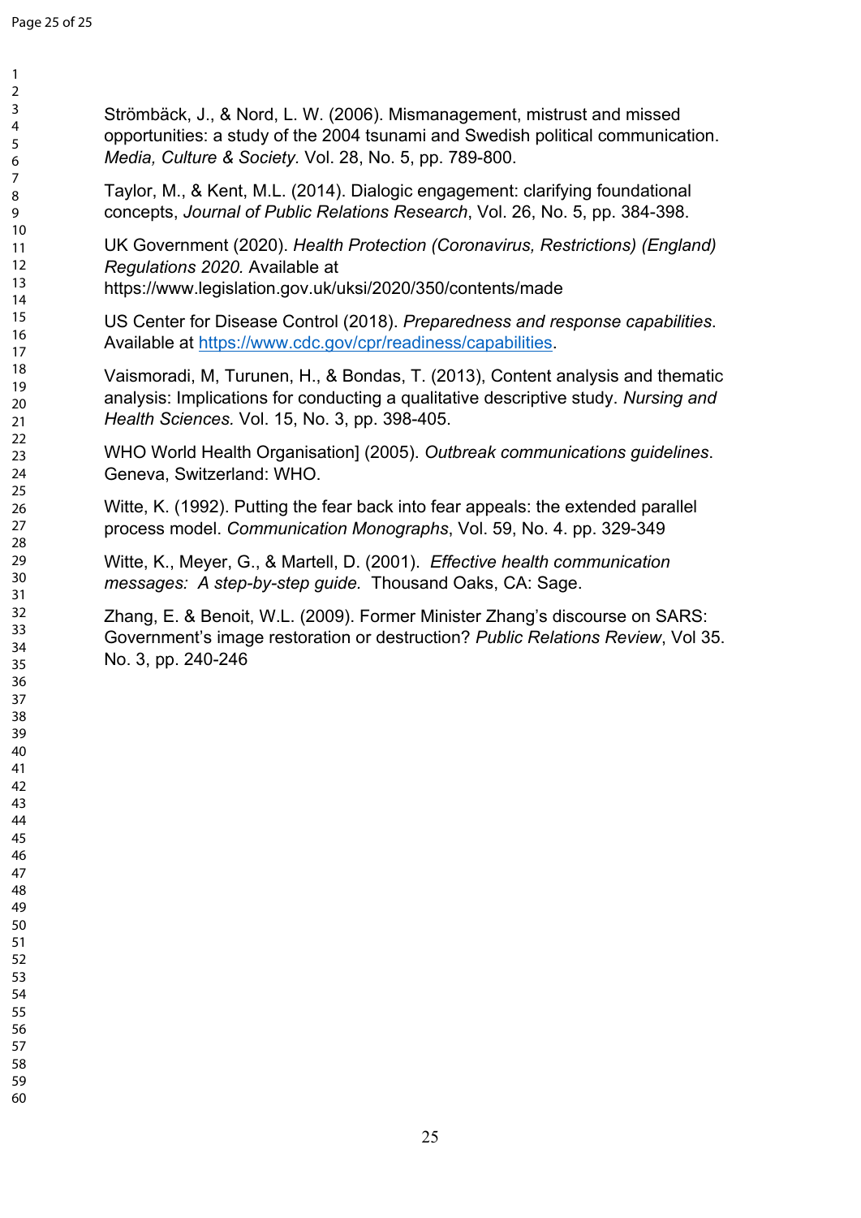Strömbäck, J., & Nord, L. W. (2006). Mismanagement, mistrust and missed opportunities: a study of the 2004 tsunami and Swedish political communication. *Media, Culture & Society.* Vol. 28, No. 5, pp. 789-800.

Taylor, M., & Kent, M.L. (2014). Dialogic engagement: clarifying foundational concepts, *Journal of Public Relations Research*, Vol. 26, No. 5, pp. 384-398.

UK Government (2020). *Health Protection (Coronavirus, Restrictions) (England) Regulations 2020.* Available at https://www.legislation.gov.uk/uksi/2020/350/contents/made

US Center for Disease Control (2018). *Preparedness and response capabilities*. Available at https://www.cdc.gov/cpr/readiness/capabilities.

Vaismoradi, M, Turunen, H., & Bondas, T. (2013), Content analysis and thematic analysis: Implications for conducting a qualitative descriptive study. *Nursing and Health Sciences.* Vol. 15, No. 3, pp. 398-405.

WHO World Health Organisation] (2005). *Outbreak communications guidelines*. Geneva, Switzerland: WHO.

Witte, K. (1992). Putting the fear back into fear appeals: the extended parallel process model. *Communication Monographs*, Vol. 59, No. 4. pp. 329-349

Witte, K., Meyer, G., & Martell, D. (2001). *Effective health communication messages: A step-by-step guide.* Thousand Oaks, CA: Sage.

Zhang, E. & Benoit, W.L. (2009). Former Minister Zhang's discourse on SARS: Government's image restoration or destruction? *Public Relations Review*, Vol 35. No. 3, pp. 240-246